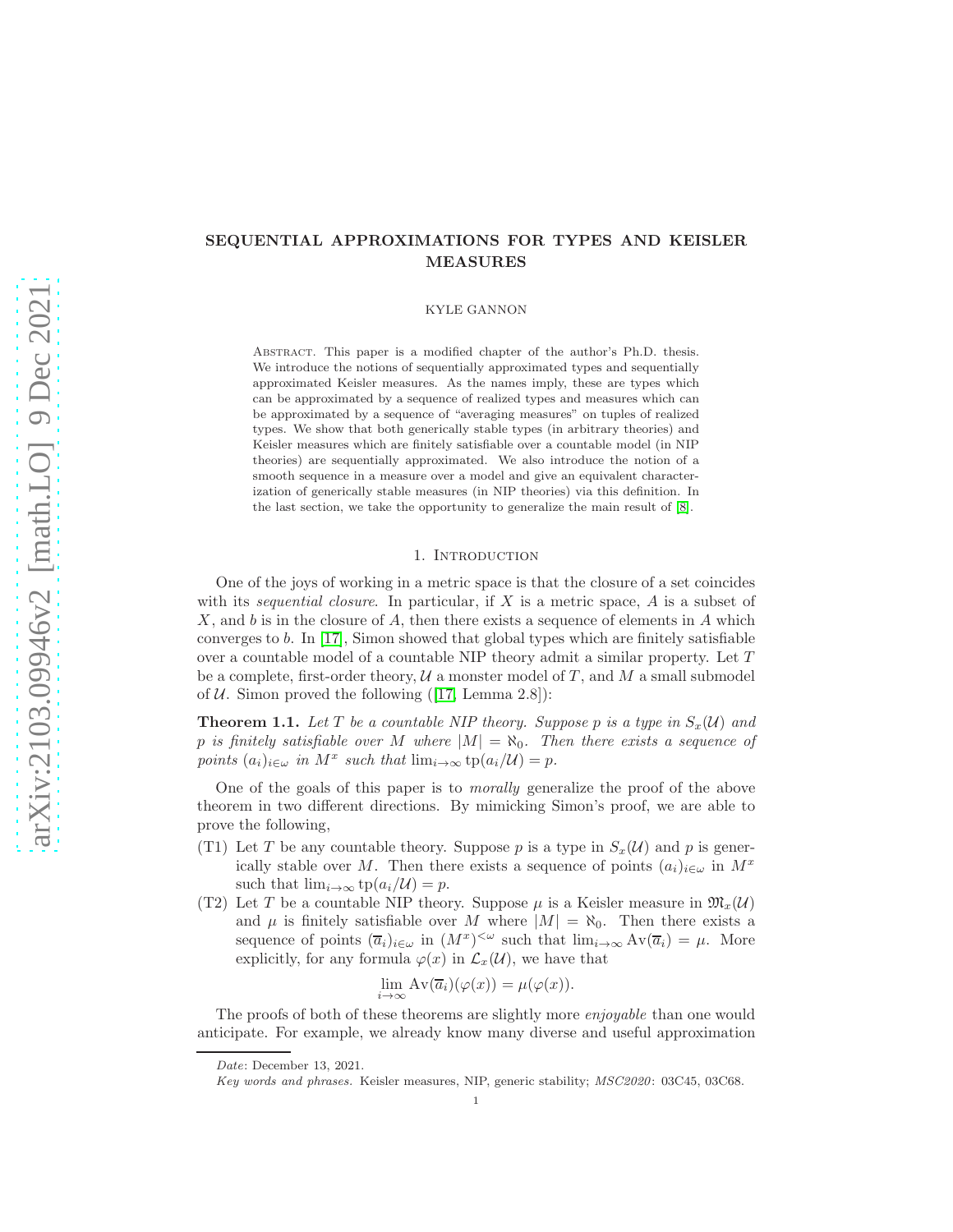# SEQUENTIAL APPROXIMATIONS FOR TYPES AND KEISLER MEASURES

KYLE GANNON

Abstract. This paper is a modified chapter of the author's Ph.D. thesis. We introduce the notions of sequentially approximated types and sequentially approximated Keisler measures. As the names imply, these are types which can be approximated by a sequence of realized types and measures which can be approximated by a sequence of "averaging measures" on tuples of realized types. We show that both generically stable types (in arbitrary theories) and Keisler measures which are finitely satisfiable over a countable model (in NIP theories) are sequentially approximated. We also introduce the notion of a smooth sequence in a measure over a model and give an equivalent characterization of generically stable measures (in NIP theories) via this definition. In the last section, we take the opportunity to generalize the main result of [8].

## 1. Introduction

One of the joys of working in a metric space is that the closure of a set coincides with its *sequential closure*. In particular, if $X$ is a metric space, $A$ is a subset of $X$, and $b$ is in the closure of $A$, then there exists a sequence of elements in $A$ which converges to $b$. In [17], Simon showed that global types which are finitely satisfiable over a countable model of a countable NIP theory admit a similar property. Let $T$ be a complete, first-order theory, $\mathcal{U}$ a monster model of $T$, and $M$ a small submodel of $\mathcal{U}$. Simon proved the following ([17, Lemma 2.8]):

**Theorem 1.1.** *Let $T$ be a countable NIP theory. Suppose $p$ is a type in $S_x(\mathcal{U})$ and $p$ is finitely satisfiable over $M$ where $|M| = \aleph_0$. Then there exists a sequence of points $(a_i)_{i\in\omega}$ in $M^x$ such that $\lim_{i\to\infty} \operatorname{tp}(a_i/\mathcal{U}) = p$.*

One of the goals of this paper is to *morally* generalize the proof of the above theorem in two different directions. By mimicking Simon's proof, we are able to prove the following,

(T1) Let $T$ be any countable theory. Suppose $p$ is a type in $S_x(\mathcal{U})$ and $p$ is generically stable over $M$. Then there exists a sequence of points $(a_i)_{i\in\omega}$ in $M^x$ such that $\lim_{i\to\infty} \operatorname{tp}(a_i/\mathcal{U}) = p$.

(T2) Let $T$ be a countable NIP theory. Suppose $\mu$ is a Keisler measure in $\mathfrak{M}_x(\mathcal{U})$ and $\mu$ is finitely satisfiable over $M$ where $|M| = \aleph_0$. Then there exists a sequence of points $(\overline{a}_i)_{i\in\omega}$ in $(M^x)^{<\omega}$ such that $\lim_{i\to\infty} \operatorname{Av}(\overline{a}_i) = \mu$. More explicitly, for any formula $\varphi(x)$ in $\mathcal{L}_x(\mathcal{U})$, we have that

$$\lim_{i\to\infty} \operatorname{Av}(\overline{a}_i)(\varphi(x)) = \mu(\varphi(x)).$$

The proofs of both of these theorems are slightly more *enjoyable* than one would anticipate. For example, we already know many diverse and useful approximation

*Date*: December 13, 2021.

*Key words and phrases.* Keisler measures, NIP, generic stability; *MSC2020*: 03C45, 03C68.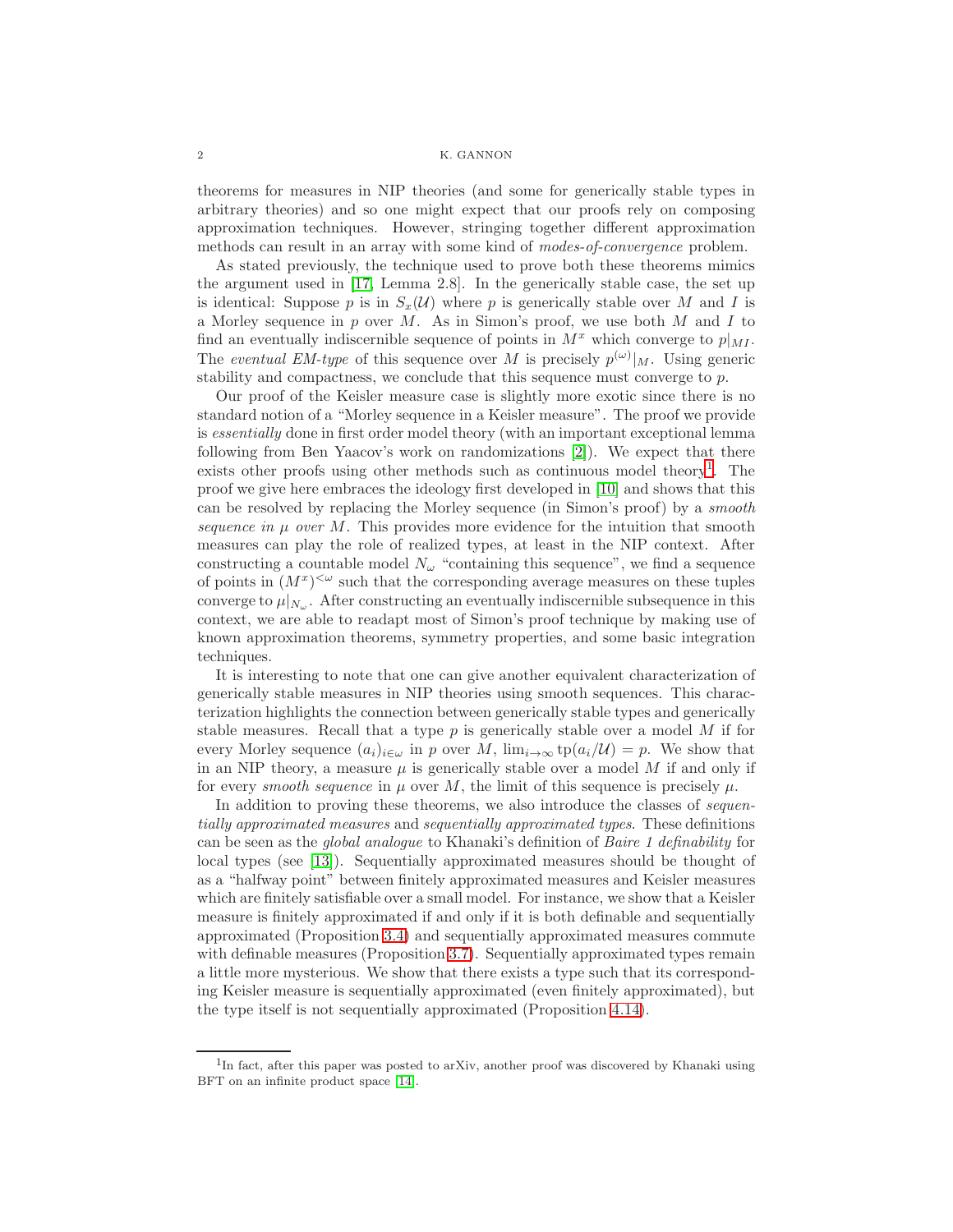theorems for measures in NIP theories (and some for generically stable types in arbitrary theories) and so one might expect that our proofs rely on composing approximation techniques. However, stringing together different approximation methods can result in an array with some kind of *modes-of-convergence* problem.

As stated previously, the technique used to prove both these theorems mimics the argument used in [17, Lemma 2.8]. In the generically stable case, the set up is identical: Suppose $p$ is in $S_x(\mathcal{U})$ where $p$ is generically stable over $M$ and $I$ is a Morley sequence in $p$ over $M$. As in Simon's proof, we use both $M$ and $I$ to find an eventually indiscernible sequence of points in $M^x$ which converge to $p|_{MI}$. The *eventual EM-type* of this sequence over $M$ is precisely $p^{(\omega)}|_M$. Using generic stability and compactness, we conclude that this sequence must converge to $p$.

Our proof of the Keisler measure case is slightly more exotic since there is no standard notion of a "Morley sequence in a Keisler measure". The proof we provide is *essentially* done in first order model theory (with an important exceptional lemma following from Ben Yaacov's work on randomizations [2]). We expect that there exists other proofs using other methods such as continuous model theory[1]. The proof we give here embraces the ideology first developed in [10] and shows that this can be resolved by replacing the Morley sequence (in Simon's proof) by a *smooth sequence in $\mu$ over $M$*. This provides more evidence for the intuition that smooth measures can play the role of realized types, at least in the NIP context. After constructing a countable model $N_\omega$ "containing this sequence", we find a sequence of points in $(M^x)^{<\omega}$ such that the corresponding average measures on these tuples converge to $\mu|_{N_\omega}$. After constructing an eventually indiscernible subsequence in this context, we are able to readapt most of Simon's proof technique by making use of known approximation theorems, symmetry properties, and some basic integration techniques.

It is interesting to note that one can give another equivalent characterization of generically stable measures in NIP theories using smooth sequences. This characterization highlights the connection between generically stable types and generically stable measures. Recall that a type $p$ is generically stable over a model $M$ if for every Morley sequence $(a_i)_{i\in\omega}$ in $p$ over $M$, $\lim_{i\to\infty} \operatorname{tp}(a_i/\mathcal{U}) = p$. We show that in an NIP theory, a measure $\mu$ is generically stable over a model $M$ if and only if for every *smooth sequence* in $\mu$ over $M$, the limit of this sequence is precisely $\mu$.

In addition to proving these theorems, we also introduce the classes of *sequentially approximated measures* and *sequentially approximated types*. These definitions can be seen as the *global analogue* to Khanaki's definition of *Baire 1 definability* for local types (see [13]). Sequentially approximated measures should be thought of as a "halfway point" between finitely approximated measures and Keisler measures which are finitely satisfiable over a small model. For instance, we show that a Keisler measure is finitely approximated if and only if it is both definable and sequentially approximated (Proposition 3.4) and sequentially approximated measures commute with definable measures (Proposition 3.7). Sequentially approximated types remain a little more mysterious. We show that there exists a type such that its corresponding Keisler measure is sequentially approximated (even finitely approximated), but the type itself is not sequentially approximated (Proposition 4.14).

---

[1] In fact, after this paper was posted to arXiv, another proof was discovered by Khanaki using BFT on an infinite product space [14].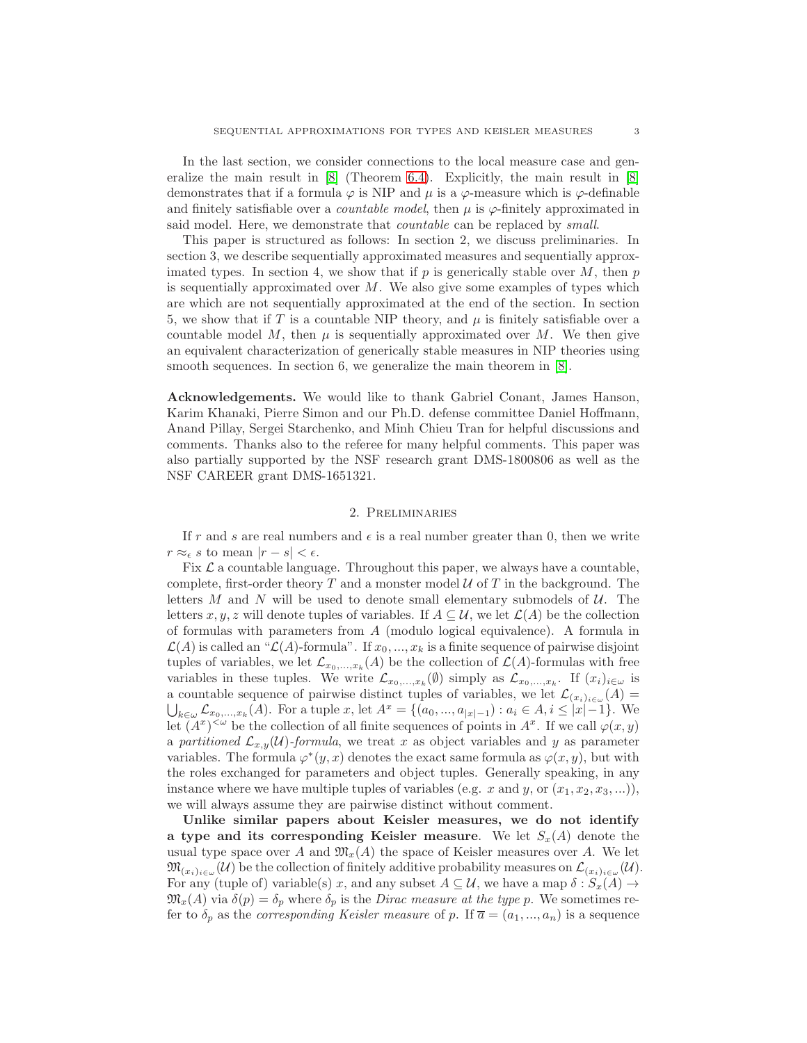In the last section, we consider connections to the local measure case and generalize the main result in [8] (Theorem 6.4). Explicitly, the main result in [8] demonstrates that if a formula $\varphi$ is NIP and $\mu$ is a $\varphi$-measure which is $\varphi$-definable and finitely satisfiable over a *countable model*, then $\mu$ is $\varphi$-finitely approximated in said model. Here, we demonstrate that *countable* can be replaced by *small*.

This paper is structured as follows: In section 2, we discuss preliminaries. In section 3, we describe sequentially approximated measures and sequentially approximated types. In section 4, we show that if $p$ is generically stable over $M$, then $p$ is sequentially approximated over $M$. We also give some examples of types which are which are not sequentially approximated at the end of the section. In section 5, we show that if $T$ is a countable NIP theory, and $\mu$ is finitely satisfiable over a countable model $M$, then $\mu$ is sequentially approximated over $M$. We then give an equivalent characterization of generically stable measures in NIP theories using smooth sequences. In section 6, we generalize the main theorem in [8].

**Acknowledgements.** We would like to thank Gabriel Conant, James Hanson, Karim Khanaki, Pierre Simon and our Ph.D. defense committee Daniel Hoffmann, Anand Pillay, Sergei Starchenko, and Minh Chieu Tran for helpful discussions and comments. Thanks also to the referee for many helpful comments. This paper was also partially supported by the NSF research grant DMS-1800806 as well as the NSF CAREER grant DMS-1651321.

## 2. Preliminaries

If $r$ and $s$ are real numbers and $\epsilon$ is a real number greater than 0, then we write $r \approx_\epsilon s$ to mean $|r - s| < \epsilon$.

Fix $\mathcal{L}$ a countable language. Throughout this paper, we always have a countable, complete, first-order theory $T$ and a monster model $\mathcal{U}$ of $T$ in the background. The letters $M$ and $N$ will be used to denote small elementary submodels of $\mathcal{U}$. The letters $x, y, z$ will denote tuples of variables. If $A \subseteq \mathcal{U}$, we let $\mathcal{L}(A)$ be the collection of formulas with parameters from $A$ (modulo logical equivalence). A formula in $\mathcal{L}(A)$ is called an "$\mathcal{L}(A)$-formula". If $x_0, ..., x_k$ is a finite sequence of pairwise disjoint tuples of variables, we let $\mathcal{L}_{x_0,...,x_k}(A)$ be the collection of $\mathcal{L}(A)$-formulas with free variables in these tuples. We write $\mathcal{L}_{x_0,...,x_k}(\emptyset)$ simply as $\mathcal{L}_{x_0,...,x_k}$. If $(x_i)_{i\in\omega}$ is a countable sequence of pairwise distinct tuples of variables, we let $\mathcal{L}_{(x_i)_{i\in\omega}}(A) = \bigcup_{k\in\omega} \mathcal{L}_{x_0,...,x_k}(A)$. For a tuple $x$, let $A^x = \{(a_0, ..., a_{|x|-1}) : a_i \in A, i \leq |x|-1\}$. We let $(A^x)^{<\omega}$ be the collection of all finite sequences of points in $A^x$. If we call $\varphi(x, y)$ a *partitioned $\mathcal{L}_{x,y}(\mathcal{U})$-formula*, we treat $x$ as object variables and $y$ as parameter variables. The formula $\varphi^*(y, x)$ denotes the exact same formula as $\varphi(x, y)$, but with the roles exchanged for parameters and object tuples. Generally speaking, in any instance where we have multiple tuples of variables (e.g. $x$ and $y$, or $(x_1, x_2, x_3, ...)$), we will always assume they are pairwise distinct without comment.

**Unlike similar papers about Keisler measures, we do not identify a type and its corresponding Keisler measure**. We let $S_x(A)$ denote the usual type space over $A$ and $\mathfrak{M}_x(A)$ the space of Keisler measures over $A$. We let $\mathfrak{M}_{(x_i)_{i\in\omega}}(\mathcal{U})$ be the collection of finitely additive probability measures on $\mathcal{L}_{(x_i)_{i\in\omega}}(\mathcal{U})$. For any (tuple of) variable(s) $x$, and any subset $A \subseteq \mathcal{U}$, we have a map $\delta : S_x(A) \to \mathfrak{M}_x(A)$ via $\delta(p) = \delta_p$ where $\delta_p$ is the *Dirac measure at the type $p$*. We sometimes refer to $\delta_p$ as the *corresponding Keisler measure* of $p$. If $\overline{a} = (a_1, ..., a_n)$ is a sequence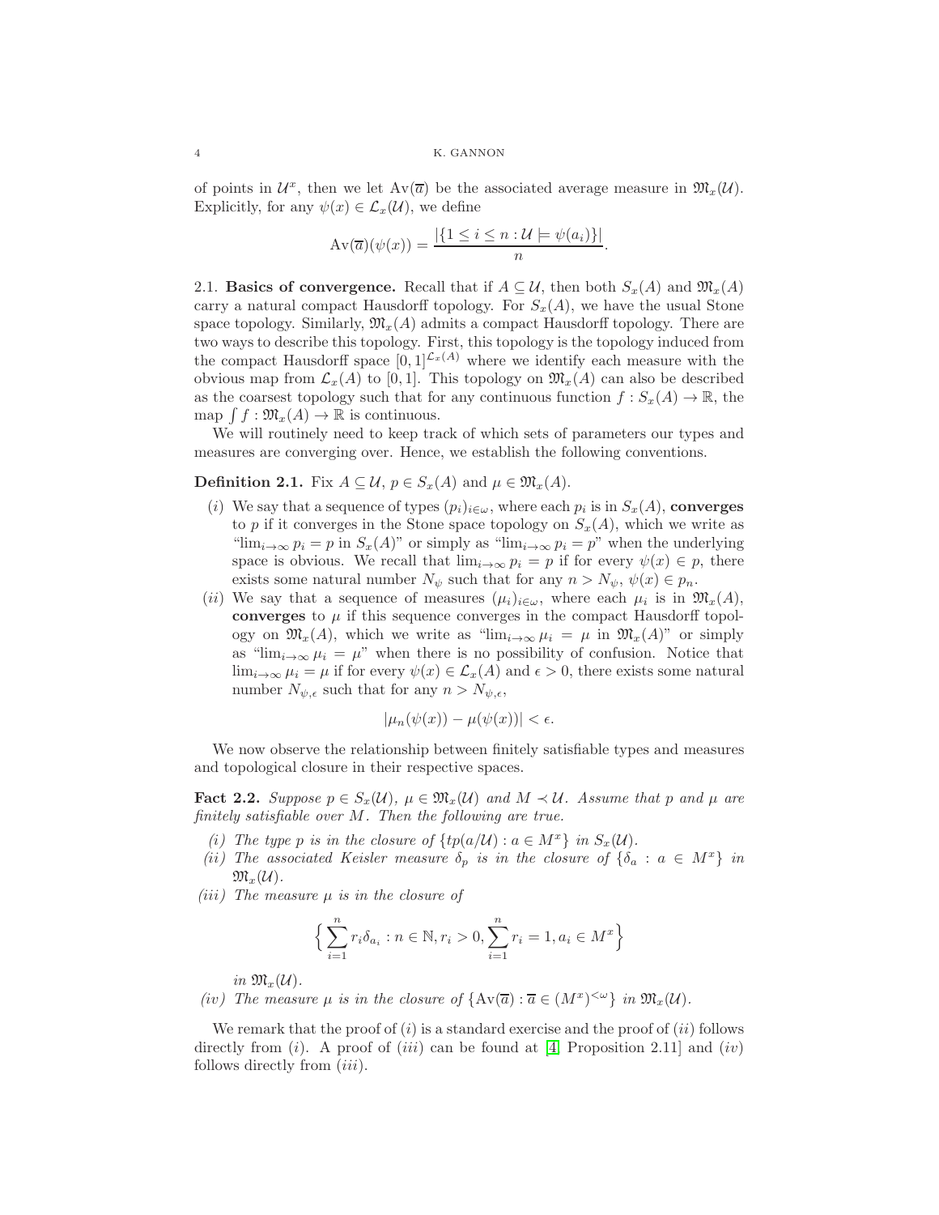of points in $\mathcal{U}^x$, then we let $\text{Av}(\overline{a})$ be the associated average measure in $\mathfrak{M}_x(\mathcal{U})$. Explicitly, for any $\psi(x) \in \mathcal{L}_x(\mathcal{U})$, we define

$$\text{Av}(\overline{a})(\psi(x)) = \frac{|\{1 \leq i \leq n : \mathcal{U} \models \psi(a_i)\}|}{n}.$$

2.1. **Basics of convergence.** Recall that if $A \subseteq \mathcal{U}$, then both $S_x(A)$ and $\mathfrak{M}_x(A)$ carry a natural compact Hausdorff topology. For $S_x(A)$, we have the usual Stone space topology. Similarly, $\mathfrak{M}_x(A)$ admits a compact Hausdorff topology. There are two ways to describe this topology. First, this topology is the topology induced from the compact Hausdorff space $[0,1]^{\mathcal{L}_x(A)}$ where we identify each measure with the obvious map from $\mathcal{L}_x(A)$ to $[0,1]$. This topology on $\mathfrak{M}_x(A)$ can also be described as the coarsest topology such that for any continuous function $f : S_x(A) \to \mathbb{R}$, the map $\int f : \mathfrak{M}_x(A) \to \mathbb{R}$ is continuous.

We will routinely need to keep track of which sets of parameters our types and measures are converging over. Hence, we establish the following conventions.

**Definition 2.1.** Fix $A \subseteq \mathcal{U}$, $p \in S_x(A)$ and $\mu \in \mathfrak{M}_x(A)$.

(i) We say that a sequence of types $(p_i)_{i\in\omega}$, where each $p_i$ is in $S_x(A)$, **converges** to $p$ if it converges in the Stone space topology on $S_x(A)$, which we write as "$\lim_{i\to\infty} p_i = p$ in $S_x(A)$" or simply as "$\lim_{i\to\infty} p_i = p$" when the underlying space is obvious. We recall that $\lim_{i\to\infty} p_i = p$ if for every $\psi(x) \in p$, there exists some natural number $N_\psi$ such that for any $n > N_\psi$, $\psi(x) \in p_n$.

(ii) We say that a sequence of measures $(\mu_i)_{i\in\omega}$, where each $\mu_i$ is in $\mathfrak{M}_x(A)$, **converges** to $\mu$ if this sequence converges in the compact Hausdorff topology on $\mathfrak{M}_x(A)$, which we write as "$\lim_{i\to\infty} \mu_i = \mu$ in $\mathfrak{M}_x(A)$" or simply as "$\lim_{i\to\infty} \mu_i = \mu$" when there is no possibility of confusion. Notice that $\lim_{i\to\infty} \mu_i = \mu$ if for every $\psi(x) \in \mathcal{L}_x(A)$ and $\epsilon > 0$, there exists some natural number $N_{\psi,\epsilon}$ such that for any $n > N_{\psi,\epsilon}$,

$$|\mu_n(\psi(x)) - \mu(\psi(x))| < \epsilon.$$

We now observe the relationship between finitely satisfiable types and measures and topological closure in their respective spaces.

**Fact 2.2.** *Suppose $p \in S_x(\mathcal{U})$, $\mu \in \mathfrak{M}_x(\mathcal{U})$ and $M \prec \mathcal{U}$. Assume that $p$ and $\mu$ are finitely satisfiable over $M$. Then the following are true.*

*(i) The type $p$ is in the closure of $\{tp(a/\mathcal{U}) : a \in M^x\}$ in $S_x(\mathcal{U})$.*

*(ii) The associated Keisler measure $\delta_p$ is in the closure of $\{\delta_a : a \in M^x\}$ in $\mathfrak{M}_x(\mathcal{U})$.*

*(iii) The measure $\mu$ is in the closure of*

$$\Big\{ \sum_{i=1}^{n} r_i \delta_{a_i} : n \in \mathbb{N}, r_i > 0, \sum_{i=1}^{n} r_i = 1, a_i \in M^x \Big\}$$

*in $\mathfrak{M}_x(\mathcal{U})$.*

*(iv) The measure $\mu$ is in the closure of $\{\text{Av}(\overline{a}) : \overline{a} \in (M^x)^{<\omega}\}$ in $\mathfrak{M}_x(\mathcal{U})$.*

We remark that the proof of $(i)$ is a standard exercise and the proof of $(ii)$ follows directly from $(i)$. A proof of $(iii)$ can be found at [4, Proposition 2.11] and $(iv)$ follows directly from $(iii)$.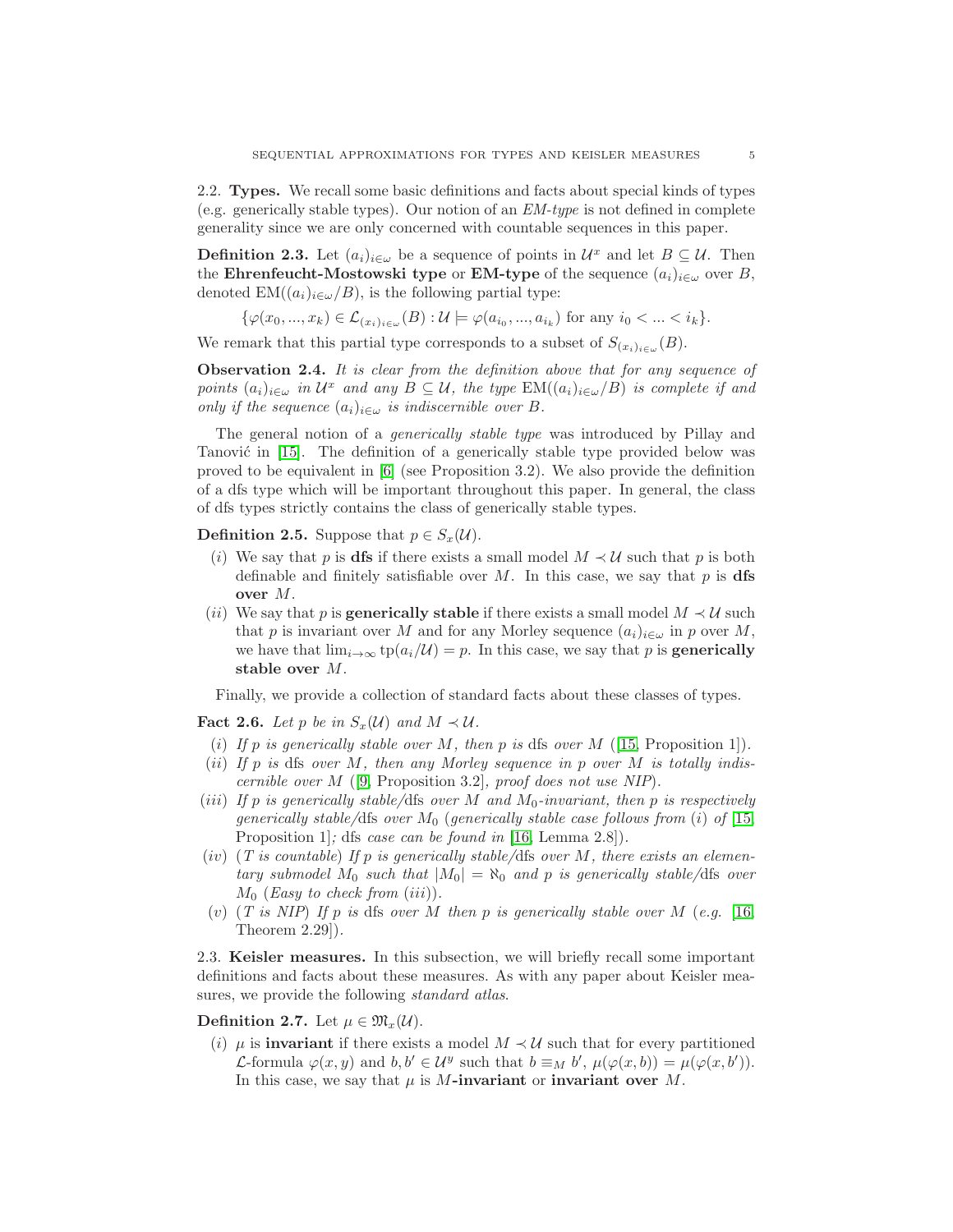### 2.2. Types.

We recall some basic definitions and facts about special kinds of types (e.g. generically stable types). Our notion of an *EM-type* is not defined in complete generality since we are only concerned with countable sequences in this paper.

**Definition 2.3.** Let $(a_i)_{i\in\omega}$ be a sequence of points in $\mathcal{U}^x$ and let $B \subseteq \mathcal{U}$. Then the **Ehrenfeucht-Mostowski type** or **EM-type** of the sequence $(a_i)_{i\in\omega}$ over $B$, denoted $\mathrm{EM}((a_i)_{i\in\omega}/B)$, is the following partial type:

$$\{\varphi(x_0, ..., x_k) \in \mathcal{L}_{(x_i)_{i\in\omega}}(B) : \mathcal{U} \models \varphi(a_{i_0}, ..., a_{i_k}) \text{ for any } i_0 < ... < i_k\}.$$

We remark that this partial type corresponds to a subset of $S_{(x_i)_{i\in\omega}}(B)$.

**Observation 2.4.** *It is clear from the definition above that for any sequence of points $(a_i)_{i\in\omega}$ in $\mathcal{U}^x$ and any $B \subseteq \mathcal{U}$, the type $\mathrm{EM}((a_i)_{i\in\omega}/B)$ is complete if and only if the sequence $(a_i)_{i\in\omega}$ is indiscernible over $B$.*

The general notion of a *generically stable type* was introduced by Pillay and Tanović in [15]. The definition of a generically stable type provided below was proved to be equivalent in [6] (see Proposition 3.2). We also provide the definition of a dfs type which will be important throughout this paper. In general, the class of dfs types strictly contains the class of generically stable types.

**Definition 2.5.** Suppose that $p \in S_x(\mathcal{U})$.

- (*i*) We say that $p$ is **dfs** if there exists a small model $M \prec \mathcal{U}$ such that $p$ is both definable and finitely satisfiable over $M$. In this case, we say that $p$ is **dfs over** $M$.
- (*ii*) We say that $p$ is **generically stable** if there exists a small model $M \prec \mathcal{U}$ such that $p$ is invariant over $M$ and for any Morley sequence $(a_i)_{i\in\omega}$ in $p$ over $M$, we have that $\lim_{i\to\infty} \mathrm{tp}(a_i/\mathcal{U}) = p$. In this case, we say that $p$ is **generically stable over** $M$.

Finally, we provide a collection of standard facts about these classes of types.

**Fact 2.6.** *Let $p$ be in $S_x(\mathcal{U})$ and $M \prec \mathcal{U}$.*

- (*i*) *If $p$ is generically stable over $M$, then $p$ is* dfs *over $M$* ([15, Proposition 1]).
- (*ii*) *If $p$ is* dfs *over $M$, then any Morley sequence in $p$ over $M$ is totally indiscernible over $M$* ([9, Proposition 3.2], *proof does not use NIP*).
- (*iii*) *If $p$ is generically stable/*dfs *over $M$ and $M_0$-invariant, then $p$ is respectively generically stable/*dfs *over $M_0$* (*generically stable case follows from* (*i*) *of* [15, Proposition 1]; dfs *case can be found in* [16, Lemma 2.8]).
- (*iv*) (*T is countable*) *If $p$ is generically stable/*dfs *over $M$, there exists an elementary submodel $M_0$ such that $|M_0| = \aleph_0$ and $p$ is generically stable/*dfs *over $M_0$* (*Easy to check from* (*iii*)).
- (*v*) (*T is NIP*) *If $p$ is* dfs *over $M$ then $p$ is generically stable over $M$* (*e.g.* [16, Theorem 2.29]).

### 2.3. Keisler measures.

In this subsection, we will briefly recall some important definitions and facts about these measures. As with any paper about Keisler measures, we provide the following *standard atlas*.

**Definition 2.7.** Let $\mu \in \mathfrak{M}_x(\mathcal{U})$.

- (*i*) $\mu$ is **invariant** if there exists a model $M \prec \mathcal{U}$ such that for every partitioned $\mathcal{L}$-formula $\varphi(x, y)$ and $b, b' \in \mathcal{U}^y$ such that $b \equiv_M b'$, $\mu(\varphi(x, b)) = \mu(\varphi(x, b'))$. In this case, we say that $\mu$ is $M$**-invariant** or **invariant over** $M$.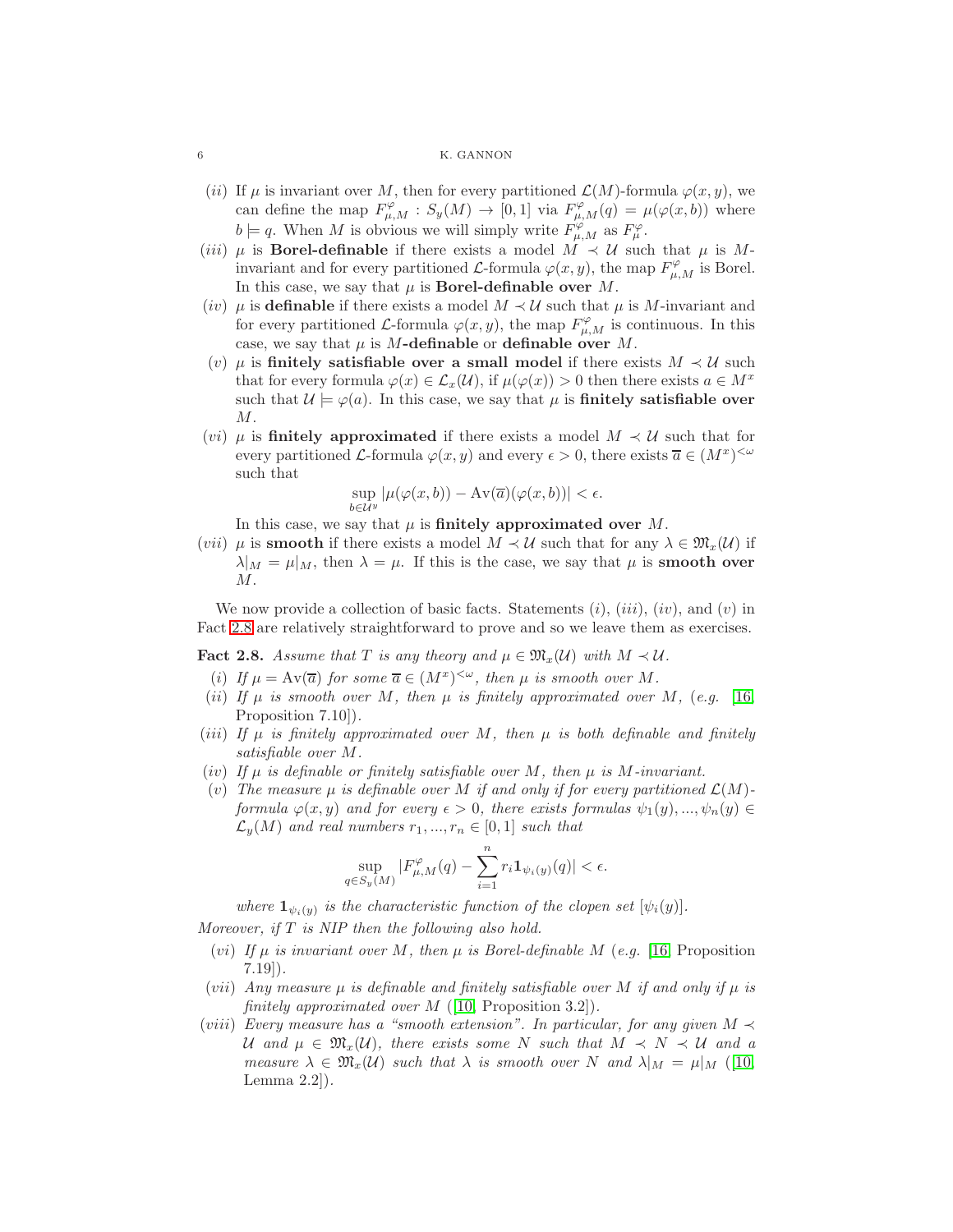- $(ii)$ If $\mu$ is invariant over $M$, then for every partitioned $\mathcal{L}(M)$-formula $\varphi(x,y)$, we can define the map $F^{\varphi}_{\mu,M} : S_y(M) \to [0,1]$ via $F^{\varphi}_{\mu,M}(q) = \mu(\varphi(x,b))$ where $b \models q$. When $M$ is obvious we will simply write $F^{\varphi}_{\mu,M}$ as $F^{\varphi}_{\mu}$.
- $(iii)$ $\mu$ is **Borel-definable** if there exists a model $M \prec \mathcal{U}$ such that $\mu$ is $M$-invariant and for every partitioned $\mathcal{L}$-formula $\varphi(x,y)$, the map $F^{\varphi}_{\mu,M}$ is Borel. In this case, we say that $\mu$ is **Borel-definable over** $M$.
- $(iv)$ $\mu$ is **definable** if there exists a model $M \prec \mathcal{U}$ such that $\mu$ is $M$-invariant and for every partitioned $\mathcal{L}$-formula $\varphi(x,y)$, the map $F^{\varphi}_{\mu,M}$ is continuous. In this case, we say that $\mu$ is $M$**-definable** or **definable over** $M$.
- $(v)$ $\mu$ is **finitely satisfiable over a small model** if there exists $M \prec \mathcal{U}$ such that for every formula $\varphi(x) \in \mathcal{L}_x(\mathcal{U})$, if $\mu(\varphi(x)) > 0$ then there exists $a \in M^x$ such that $\mathcal{U} \models \varphi(a)$. In this case, we say that $\mu$ is **finitely satisfiable over** $M$.
- $(vi)$ $\mu$ is **finitely approximated** if there exists a model $M \prec \mathcal{U}$ such that for every partitioned $\mathcal{L}$-formula $\varphi(x,y)$ and every $\epsilon > 0$, there exists $\overline{a} \in (M^x)^{<\omega}$ such that
$$\sup_{b \in \mathcal{U}^y} |\mu(\varphi(x,b)) - \mathrm{Av}(\overline{a})(\varphi(x,b))| < \epsilon.$$
In this case, we say that $\mu$ is **finitely approximated over** $M$.
- $(vii)$ $\mu$ is **smooth** if there exists a model $M \prec \mathcal{U}$ such that for any $\lambda \in \mathfrak{M}_x(\mathcal{U})$ if $\lambda|_M = \mu|_M$, then $\lambda = \mu$. If this is the case, we say that $\mu$ is **smooth over** $M$.

We now provide a collection of basic facts. Statements $(i)$, $(iii)$, $(iv)$, and $(v)$ in Fact 2.8 are relatively straightforward to prove and so we leave them as exercises.

**Fact 2.8.** *Assume that $T$ is any theory and $\mu \in \mathfrak{M}_x(\mathcal{U})$ with $M \prec \mathcal{U}$.*

- $(i)$ *If $\mu = \mathrm{Av}(\overline{a})$ for some $\overline{a} \in (M^x)^{<\omega}$, then $\mu$ is smooth over $M$.*
- $(ii)$ *If $\mu$ is smooth over $M$, then $\mu$ is finitely approximated over $M$, (e.g.* [16, Proposition 7.10]*).*
- $(iii)$ *If $\mu$ is finitely approximated over $M$, then $\mu$ is both definable and finitely satisfiable over $M$.*
- $(iv)$ *If $\mu$ is definable or finitely satisfiable over $M$, then $\mu$ is $M$-invariant.*
- $(v)$ *The measure $\mu$ is definable over $M$ if and only if for every partitioned $\mathcal{L}(M)$-formula $\varphi(x,y)$ and for every $\epsilon > 0$, there exists formulas $\psi_1(y), ..., \psi_n(y) \in \mathcal{L}_y(M)$ and real numbers $r_1, ..., r_n \in [0,1]$ such that*
$$\sup_{q \in S_y(M)} |F^{\varphi}_{\mu,M}(q) - \sum_{i=1}^{n} r_i \mathbf{1}_{\psi_i(y)}(q)| < \epsilon.$$
*where $\mathbf{1}_{\psi_i(y)}$ is the characteristic function of the clopen set $[\psi_i(y)]$.*

*Moreover, if $T$ is NIP then the following also hold.*

- $(vi)$ *If $\mu$ is invariant over $M$, then $\mu$ is Borel-definable $M$ (e.g.* [16, Proposition 7.19]*).*
- $(vii)$ *Any measure $\mu$ is definable and finitely satisfiable over $M$ if and only if $\mu$ is finitely approximated over $M$ (*[10, Proposition 3.2]*).*
- $(viii)$ *Every measure has a "smooth extension". In particular, for any given $M \prec \mathcal{U}$ and $\mu \in \mathfrak{M}_x(\mathcal{U})$, there exists some $N$ such that $M \prec N \prec \mathcal{U}$ and a measure $\lambda \in \mathfrak{M}_x(\mathcal{U})$ such that $\lambda$ is smooth over $N$ and $\lambda|_M = \mu|_M$ (*[10, Lemma 2.2]*).*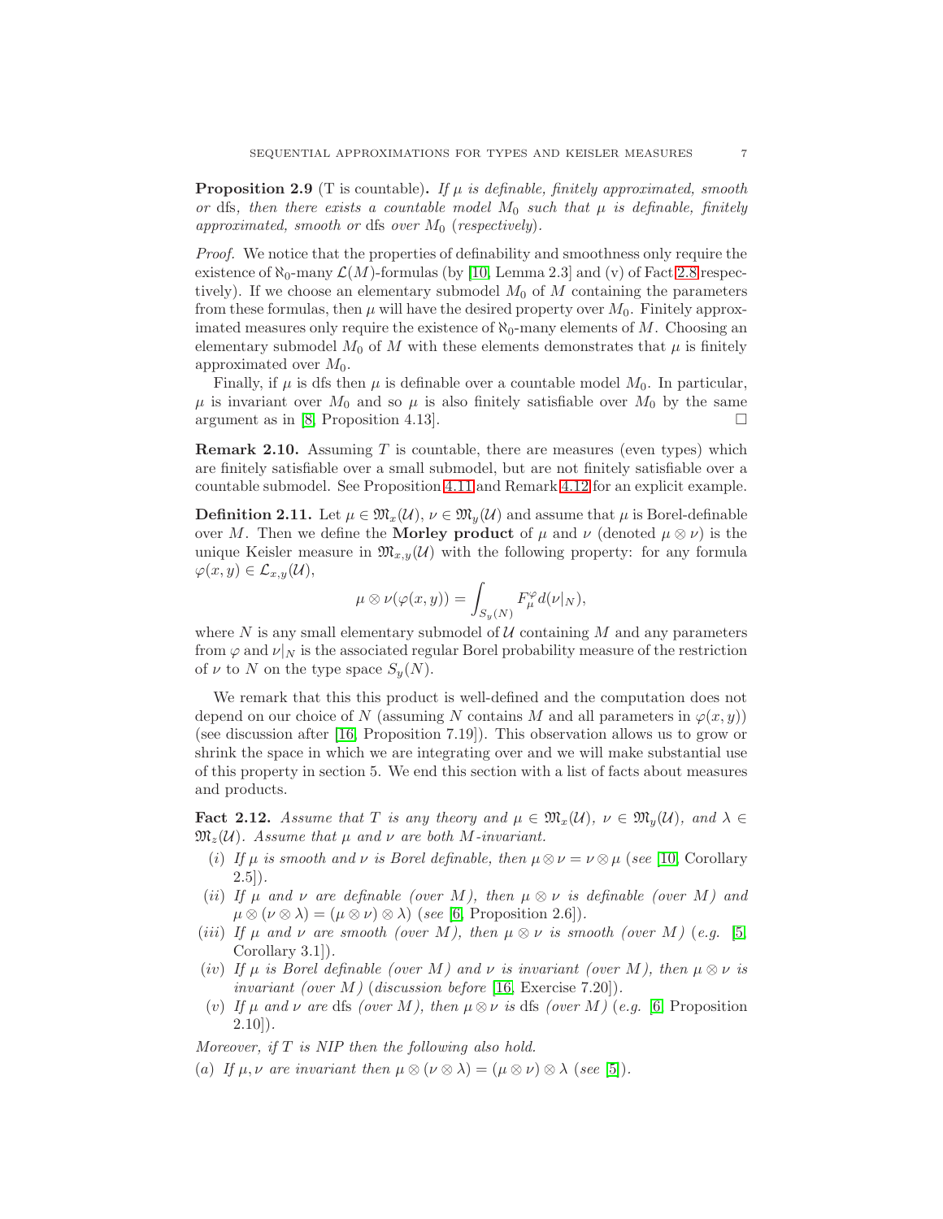**Proposition 2.9** (T is countable)**.** *If $\mu$ is definable, finitely approximated, smooth or* dfs*, then there exists a countable model $M_0$ such that $\mu$ is definable, finitely approximated, smooth or* dfs *over $M_0$ (respectively).*

*Proof.* We notice that the properties of definability and smoothness only require the existence of $\aleph_0$-many $\mathcal{L}(M)$-formulas (by [10, Lemma 2.3] and (v) of Fact 2.8 respectively). If we choose an elementary submodel $M_0$ of $M$ containing the parameters from these formulas, then $\mu$ will have the desired property over $M_0$. Finitely approximated measures only require the existence of $\aleph_0$-many elements of $M$. Choosing an elementary submodel $M_0$ of $M$ with these elements demonstrates that $\mu$ is finitely approximated over $M_0$.

Finally, if $\mu$ is dfs then $\mu$ is definable over a countable model $M_0$. In particular, $\mu$ is invariant over $M_0$ and so $\mu$ is also finitely satisfiable over $M_0$ by the same argument as in [8, Proposition 4.13]. □

**Remark 2.10.** Assuming $T$ is countable, there are measures (even types) which are finitely satisfiable over a small submodel, but are not finitely satisfiable over a countable submodel. See Proposition 4.11 and Remark 4.12 for an explicit example.

**Definition 2.11.** Let $\mu \in \mathfrak{M}_x(\mathcal{U})$, $\nu \in \mathfrak{M}_y(\mathcal{U})$ and assume that $\mu$ is Borel-definable over $M$. Then we define the **Morley product** of $\mu$ and $\nu$ (denoted $\mu \otimes \nu$) is the unique Keisler measure in $\mathfrak{M}_{x,y}(\mathcal{U})$ with the following property: for any formula $\varphi(x, y) \in \mathcal{L}_{x,y}(\mathcal{U})$,

$$\mu \otimes \nu(\varphi(x, y)) = \int_{S_y(N)} F_\mu^\varphi d(\nu|_N),$$

where $N$ is any small elementary submodel of $\mathcal{U}$ containing $M$ and any parameters from $\varphi$ and $\nu|_N$ is the associated regular Borel probability measure of the restriction of $\nu$ to $N$ on the type space $S_y(N)$.

We remark that this this product is well-defined and the computation does not depend on our choice of $N$ (assuming $N$ contains $M$ and all parameters in $\varphi(x, y)$) (see discussion after [16, Proposition 7.19]). This observation allows us to grow or shrink the space in which we are integrating over and we will make substantial use of this property in section 5. We end this section with a list of facts about measures and products.

**Fact 2.12.** *Assume that $T$ is any theory and $\mu \in \mathfrak{M}_x(\mathcal{U})$, $\nu \in \mathfrak{M}_y(\mathcal{U})$, and $\lambda \in \mathfrak{M}_z(\mathcal{U})$. Assume that $\mu$ and $\nu$ are both $M$-invariant.*

- (*i*) *If $\mu$ is smooth and $\nu$ is Borel definable, then $\mu \otimes \nu = \nu \otimes \mu$ (see* [10, Corollary 2.5]).
- (*ii*) *If $\mu$ and $\nu$ are definable (over $M$), then $\mu \otimes \nu$ is definable (over $M$) and $\mu \otimes (\nu \otimes \lambda) = (\mu \otimes \nu) \otimes \lambda)$ (see* [6, Proposition 2.6]).
- (*iii*) *If $\mu$ and $\nu$ are smooth (over $M$), then $\mu \otimes \nu$ is smooth (over $M$) (e.g.* [5, Corollary 3.1]).
- (*iv*) *If $\mu$ is Borel definable (over $M$) and $\nu$ is invariant (over $M$), then $\mu \otimes \nu$ is invariant (over $M$) (discussion before* [16, Exercise 7.20]).
- (*v*) *If $\mu$ and $\nu$ are* dfs *(over $M$), then $\mu \otimes \nu$ is* dfs *(over $M$) (e.g.* [6, Proposition 2.10]).

*Moreover, if $T$ is NIP then the following also hold.*

(*a*) *If $\mu, \nu$ are invariant then $\mu \otimes (\nu \otimes \lambda) = (\mu \otimes \nu) \otimes \lambda$ (see* [5]).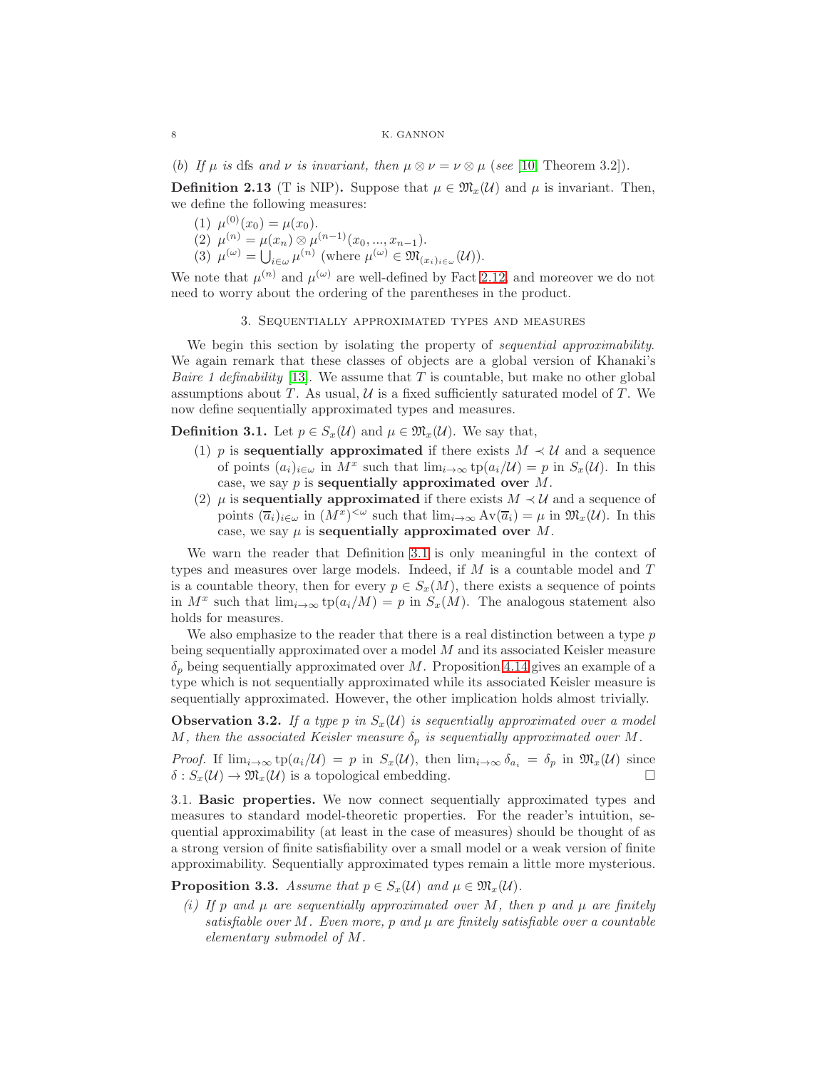(b) *If $\mu$ is* dfs *and $\nu$ is invariant, then $\mu \otimes \nu = \nu \otimes \mu$ (see* [10, Theorem 3.2]*).*

**Definition 2.13** (T is NIP)**.** Suppose that $\mu \in \mathfrak{M}_x(\mathcal{U})$ and $\mu$ is invariant. Then, we define the following measures:

(1) $\mu^{(0)}(x_0) = \mu(x_0)$.
(2) $\mu^{(n)} = \mu(x_n) \otimes \mu^{(n-1)}(x_0, ..., x_{n-1})$.
(3) $\mu^{(\omega)} = \bigcup_{i \in \omega} \mu^{(n)}$ (where $\mu^{(\omega)} \in \mathfrak{M}_{(x_i)_{i\in\omega}}(\mathcal{U})$).

We note that $\mu^{(n)}$ and $\mu^{(\omega)}$ are well-defined by Fact 2.12, and moreover we do not need to worry about the ordering of the parentheses in the product.

## 3. Sequentially approximated types and measures

We begin this section by isolating the property of *sequential approximability*. We again remark that these classes of objects are a global version of Khanaki's *Baire 1 definability* [13]. We assume that $T$ is countable, but make no other global assumptions about $T$. As usual, $\mathcal{U}$ is a fixed sufficiently saturated model of $T$. We now define sequentially approximated types and measures.

**Definition 3.1.** Let $p \in S_x(\mathcal{U})$ and $\mu \in \mathfrak{M}_x(\mathcal{U})$. We say that,

(1) $p$ is **sequentially approximated** if there exists $M \prec \mathcal{U}$ and a sequence of points $(a_i)_{i\in\omega}$ in $M^x$ such that $\lim_{i\to\infty} \text{tp}(a_i/\mathcal{U}) = p$ in $S_x(\mathcal{U})$. In this case, we say $p$ is **sequentially approximated over** $M$.
(2) $\mu$ is **sequentially approximated** if there exists $M \prec \mathcal{U}$ and a sequence of points $(\overline{a}_i)_{i\in\omega}$ in $(M^x)^{<\omega}$ such that $\lim_{i\to\infty} \text{Av}(\overline{a}_i) = \mu$ in $\mathfrak{M}_x(\mathcal{U})$. In this case, we say $\mu$ is **sequentially approximated over** $M$.

We warn the reader that Definition 3.1 is only meaningful in the context of types and measures over large models. Indeed, if $M$ is a countable model and $T$ is a countable theory, then for every $p \in S_x(M)$, there exists a sequence of points in $M^x$ such that $\lim_{i\to\infty} \text{tp}(a_i/M) = p$ in $S_x(M)$. The analogous statement also holds for measures.

We also emphasize to the reader that there is a real distinction between a type $p$ being sequentially approximated over a model $M$ and its associated Keisler measure $\delta_p$ being sequentially approximated over $M$. Proposition 4.14 gives an example of a type which is not sequentially approximated while its associated Keisler measure is sequentially approximated. However, the other implication holds almost trivially.

**Observation 3.2.** *If a type $p$ in $S_x(\mathcal{U})$ is sequentially approximated over a model $M$, then the associated Keisler measure $\delta_p$ is sequentially approximated over $M$.*

*Proof.* If $\lim_{i\to\infty} \text{tp}(a_i/\mathcal{U}) = p$ in $S_x(\mathcal{U})$, then $\lim_{i\to\infty} \delta_{a_i} = \delta_p$ in $\mathfrak{M}_x(\mathcal{U})$ since $\delta : S_x(\mathcal{U}) \to \mathfrak{M}_x(\mathcal{U})$ is a topological embedding. $\square$

### 3.1. Basic properties.

We now connect sequentially approximated types and measures to standard model-theoretic properties. For the reader's intuition, sequential approximability (at least in the case of measures) should be thought of as a strong version of finite satisfiability over a small model or a weak version of finite approximability. Sequentially approximated types remain a little more mysterious.

**Proposition 3.3.** *Assume that $p \in S_x(\mathcal{U})$ and $\mu \in \mathfrak{M}_x(\mathcal{U})$.*

*(i) If $p$ and $\mu$ are sequentially approximated over $M$, then $p$ and $\mu$ are finitely satisfiable over $M$. Even more, $p$ and $\mu$ are finitely satisfiable over a countable elementary submodel of $M$.*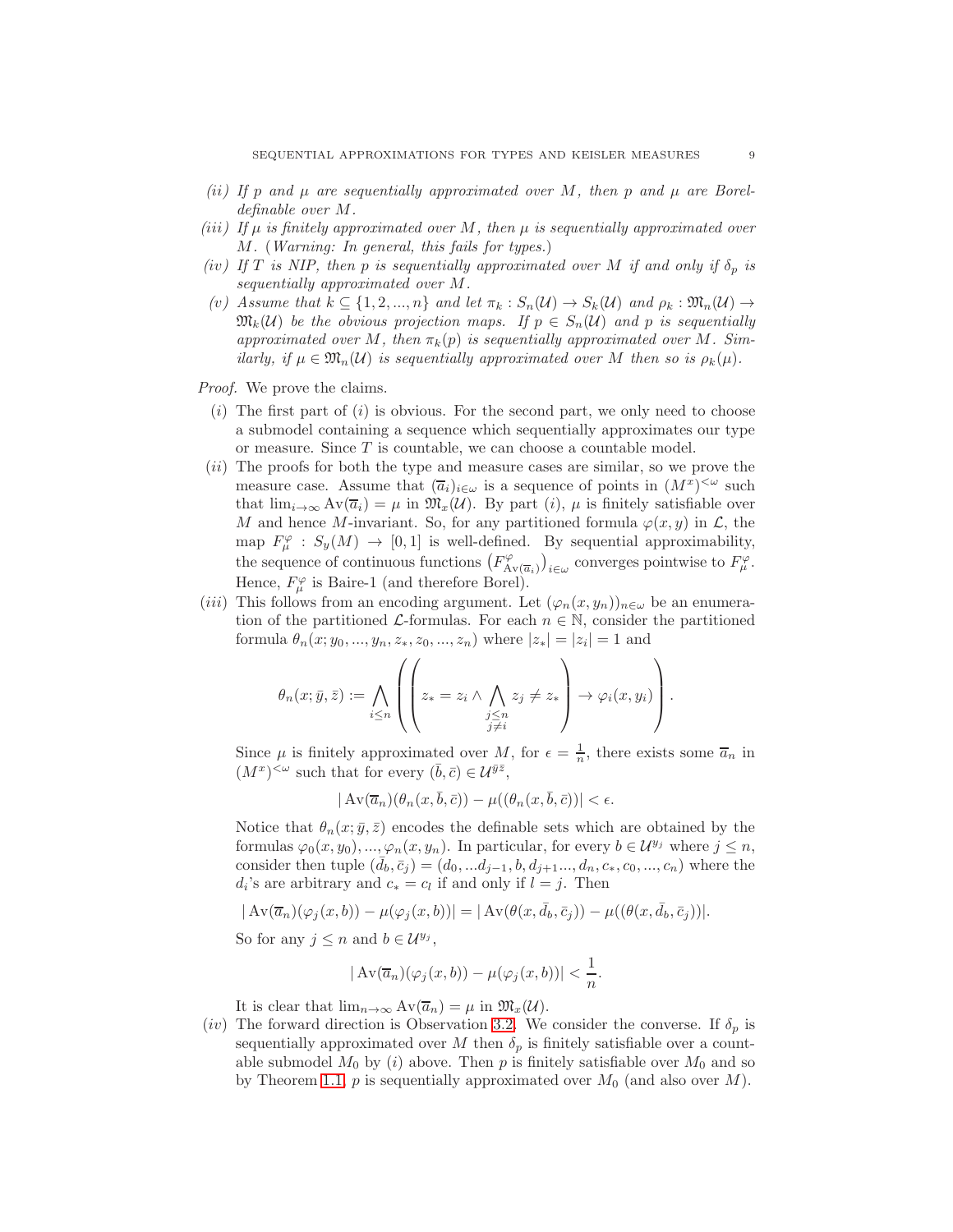*(ii)* *If $p$ and $\mu$ are sequentially approximated over $M$, then $p$ and $\mu$ are Borel-definable over $M$.*

*(iii)* *If $\mu$ is finitely approximated over $M$, then $\mu$ is sequentially approximated over $M$. (Warning: In general, this fails for types.)*

*(iv)* *If $T$ is NIP, then $p$ is sequentially approximated over $M$ if and only if $\delta_p$ is sequentially approximated over $M$.*

*(v)* *Assume that $k \subseteq \{1, 2, ..., n\}$ and let $\pi_k : S_n(\mathcal{U}) \to S_k(\mathcal{U})$ and $\rho_k : \mathfrak{M}_n(\mathcal{U}) \to \mathfrak{M}_k(\mathcal{U})$ be the obvious projection maps. If $p \in S_n(\mathcal{U})$ and $p$ is sequentially approximated over $M$, then $\pi_k(p)$ is sequentially approximated over $M$. Similarly, if $\mu \in \mathfrak{M}_n(\mathcal{U})$ is sequentially approximated over $M$ then so is $\rho_k(\mu)$.*

*Proof.* We prove the claims.

*(i)* The first part of *(i)* is obvious. For the second part, we only need to choose a submodel containing a sequence which sequentially approximates our type or measure. Since $T$ is countable, we can choose a countable model.

*(ii)* The proofs for both the type and measure cases are similar, so we prove the measure case. Assume that $(\overline{a}_i)_{i\in\omega}$ is a sequence of points in $(M^x)^{<\omega}$ such that $\lim_{i\to\infty} \mathrm{Av}(\overline{a}_i) = \mu$ in $\mathfrak{M}_x(\mathcal{U})$. By part *(i)*, $\mu$ is finitely satisfiable over $M$ and hence $M$-invariant. So, for any partitioned formula $\varphi(x, y)$ in $\mathcal{L}$, the map $F^{\varphi}_{\mu} : S_y(M) \to [0, 1]$ is well-defined. By sequential approximability, the sequence of continuous functions $\left(F^{\varphi}_{\mathrm{Av}(\overline{a}_i)}\right)_{i\in\omega}$ converges pointwise to $F^{\varphi}_{\mu}$. Hence, $F^{\varphi}_{\mu}$ is Baire-1 (and therefore Borel).

*(iii)* This follows from an encoding argument. Let $(\varphi_n(x, y_n))_{n\in\omega}$ be an enumeration of the partitioned $\mathcal{L}$-formulas. For each $n \in \mathbb{N}$, consider the partitioned formula $\theta_n(x; y_0, ..., y_n, z_*, z_0, ..., z_n)$ where $|z_*| = |z_i| = 1$ and

$$\theta_n(x; \bar{y}, \bar{z}) := \bigwedge_{i\leq n} \left( \left( z_* = z_i \wedge \bigwedge_{\substack{j\leq n \\ j\neq i}} z_j \neq z_* \right) \to \varphi_i(x, y_i) \right).$$

Since $\mu$ is finitely approximated over $M$, for $\epsilon = \frac{1}{n}$, there exists some $\overline{a}_n$ in $(M^x)^{<\omega}$ such that for every $(\bar{b}, \bar{c}) \in \mathcal{U}^{\bar{y}\bar{z}}$,

$$|\,\mathrm{Av}(\overline{a}_n)(\theta_n(x, \bar{b}, \bar{c})) - \mu((\theta_n(x, \bar{b}, \bar{c}))| < \epsilon.$$

Notice that $\theta_n(x; \bar{y}, \bar{z})$ encodes the definable sets which are obtained by the formulas $\varphi_0(x, y_0), ..., \varphi_n(x, y_n)$. In particular, for every $b \in \mathcal{U}^{y_j}$ where $j \leq n$, consider then tuple $(\bar{d}_b, \bar{c}_j) = (d_0, ...d_{j-1}, b, d_{j+1}..., d_n, c_*, c_0, ..., c_n)$ where the $d_i$'s are arbitrary and $c_* = c_l$ if and only if $l = j$. Then

$$|\,\mathrm{Av}(\overline{a}_n)(\varphi_j(x, b)) - \mu(\varphi_j(x, b))| = |\,\mathrm{Av}(\theta(x, \bar{d}_b, \bar{c}_j)) - \mu((\theta(x, \bar{d}_b, \bar{c}_j))|.$$

So for any $j \leq n$ and $b \in \mathcal{U}^{y_j}$,

$$|\,\mathrm{Av}(\overline{a}_n)(\varphi_j(x, b)) - \mu(\varphi_j(x, b))| < \frac{1}{n}.$$

It is clear that $\lim_{n\to\infty} \mathrm{Av}(\overline{a}_n) = \mu$ in $\mathfrak{M}_x(\mathcal{U})$.

*(iv)* The forward direction is Observation 3.2. We consider the converse. If $\delta_p$ is sequentially approximated over $M$ then $\delta_p$ is finitely satisfiable over a countable submodel $M_0$ by *(i)* above. Then $p$ is finitely satisfiable over $M_0$ and so by Theorem 1.1, $p$ is sequentially approximated over $M_0$ (and also over $M$).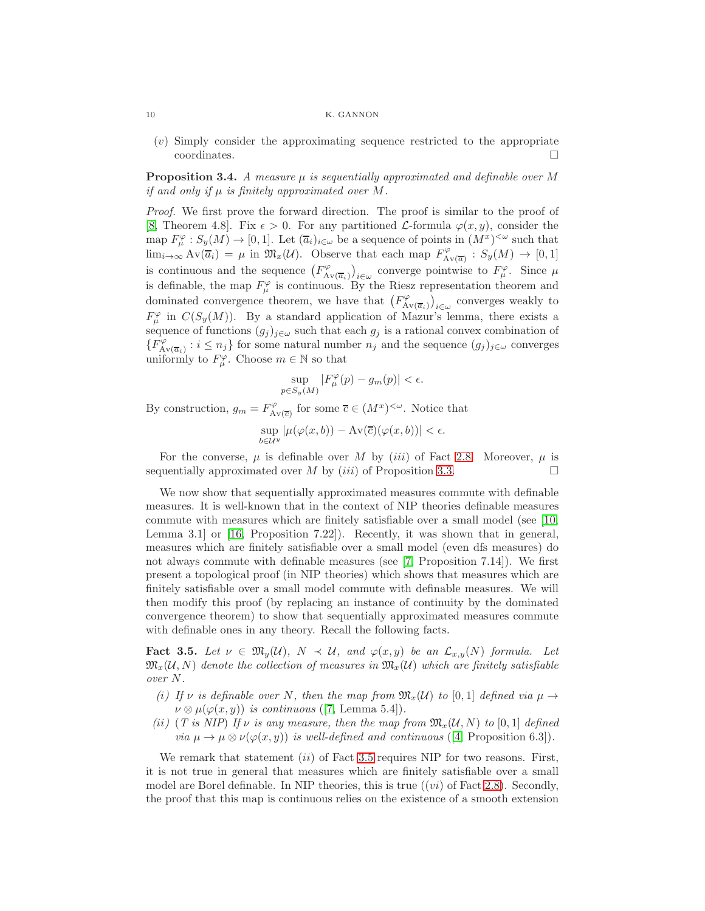(*v*) Simply consider the approximating sequence restricted to the appropriate coordinates. □

**Proposition 3.4.** *A measure $\mu$ is sequentially approximated and definable over $M$ if and only if $\mu$ is finitely approximated over $M$.*

*Proof.* We first prove the forward direction. The proof is similar to the proof of [8, Theorem 4.8]. Fix $\epsilon > 0$. For any partitioned $\mathcal{L}$-formula $\varphi(x, y)$, consider the map $F^{\varphi}_{\mu} : S_y(M) \to [0, 1]$. Let $(\overline{a}_i)_{i\in\omega}$ be a sequence of points in $(M^x)^{<\omega}$ such that $\lim_{i\to\infty} \mathrm{Av}(\overline{a}_i) = \mu$ in $\mathfrak{M}_x(\mathcal{U})$. Observe that each map $F^{\varphi}_{\mathrm{Av}(\overline{a})} : S_y(M) \to [0, 1]$ is continuous and the sequence $\left(F^{\varphi}_{\mathrm{Av}(\overline{a}_i)}\right)_{i\in\omega}$ converge pointwise to $F^{\varphi}_{\mu}$. Since $\mu$ is definable, the map $F^{\varphi}_{\mu}$ is continuous. By the Riesz representation theorem and dominated convergence theorem, we have that $\left(F^{\varphi}_{\mathrm{Av}(\overline{a}_i)}\right)_{i\in\omega}$ converges weakly to $F^{\varphi}_{\mu}$ in $C(S_y(M))$. By a standard application of Mazur's lemma, there exists a sequence of functions $(g_j)_{j\in\omega}$ such that each $g_j$ is a rational convex combination of $\{F^{\varphi}_{\mathrm{Av}(\overline{a}_i)} : i \leq n_j\}$ for some natural number $n_j$ and the sequence $(g_j)_{j\in\omega}$ converges uniformly to $F^{\varphi}_{\mu}$. Choose $m \in \mathbb{N}$ so that

$$\sup_{p\in S_y(M)} |F^{\varphi}_{\mu}(p) - g_m(p)| < \epsilon.$$

By construction, $g_m = F^{\varphi}_{\mathrm{Av}(\overline{c})}$ for some $\overline{c} \in (M^x)^{<\omega}$. Notice that

$$\sup_{b\in\mathcal{U}^y} |\mu(\varphi(x, b)) - \mathrm{Av}(\overline{c})(\varphi(x, b))| < \epsilon.$$

For the converse, $\mu$ is definable over $M$ by (*iii*) of Fact 2.8. Moreover, $\mu$ is sequentially approximated over $M$ by (*iii*) of Proposition 3.3. □

We now show that sequentially approximated measures commute with definable measures. It is well-known that in the context of NIP theories definable measures commute with measures which are finitely satisfiable over a small model (see [10, Lemma 3.1] or [16, Proposition 7.22]). Recently, it was shown that in general, measures which are finitely satisfiable over a small model (even dfs measures) do not always commute with definable measures (see [7, Proposition 7.14]). We first present a topological proof (in NIP theories) which shows that measures which are finitely satisfiable over a small model commute with definable measures. We will then modify this proof (by replacing an instance of continuity by the dominated convergence theorem) to show that sequentially approximated measures commute with definable ones in any theory. Recall the following facts.

**Fact 3.5.** *Let $\nu \in \mathfrak{M}_y(\mathcal{U})$, $N \prec \mathcal{U}$, and $\varphi(x, y)$ be an $\mathcal{L}_{x,y}(N)$ formula. Let $\mathfrak{M}_x(\mathcal{U}, N)$ denote the collection of measures in $\mathfrak{M}_x(\mathcal{U})$ which are finitely satisfiable over $N$.*

- (*i*) *If $\nu$ is definable over $N$, then the map from $\mathfrak{M}_x(\mathcal{U})$ to $[0, 1]$ defined via $\mu \to \nu \otimes \mu(\varphi(x, y))$ is continuous* ([7, Lemma 5.4]).
- (*ii*) *($T$ is NIP) If $\nu$ is any measure, then the map from $\mathfrak{M}_x(\mathcal{U}, N)$ to $[0, 1]$ defined via $\mu \to \mu \otimes \nu(\varphi(x, y))$ is well-defined and continuous* ([4, Proposition 6.3]).

We remark that statement (*ii*) of Fact 3.5 requires NIP for two reasons. First, it is not true in general that measures which are finitely satisfiable over a small model are Borel definable. In NIP theories, this is true ((*vi*) of Fact 2.8). Secondly, the proof that this map is continuous relies on the existence of a smooth extension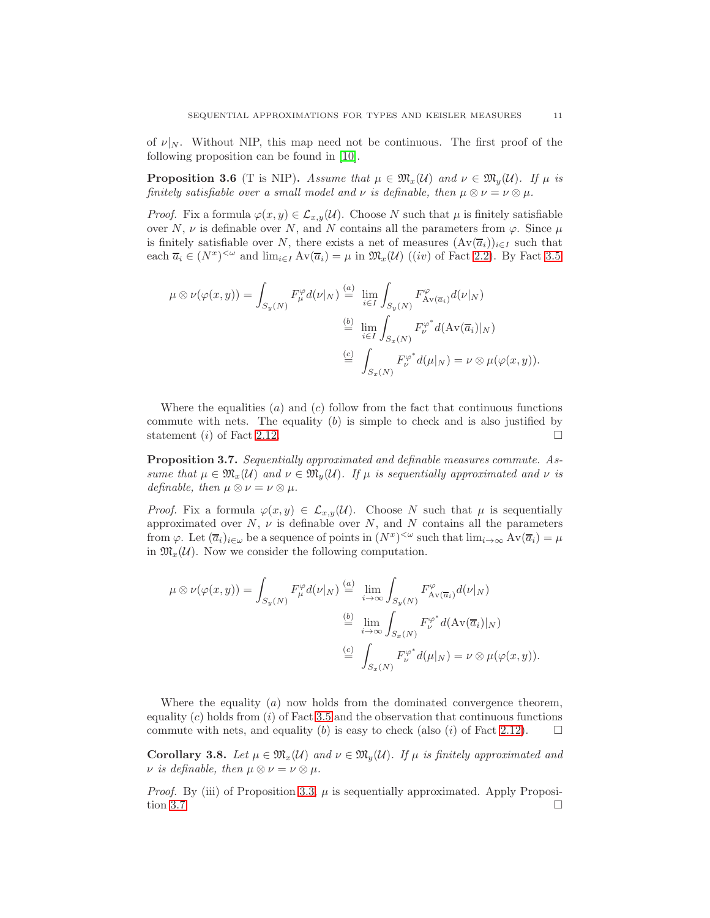of $\nu|_N$. Without NIP, this map need not be continuous. The first proof of the following proposition can be found in [10].

**Proposition 3.6** (T is NIP)**.** *Assume that $\mu \in \mathfrak{M}_x(\mathcal{U})$ and $\nu \in \mathfrak{M}_y(\mathcal{U})$. If $\mu$ is finitely satisfiable over a small model and $\nu$ is definable, then $\mu \otimes \nu = \nu \otimes \mu$.*

*Proof.* Fix a formula $\varphi(x, y) \in \mathcal{L}_{x,y}(\mathcal{U})$. Choose $N$ such that $\mu$ is finitely satisfiable over $N$, $\nu$ is definable over $N$, and $N$ contains all the parameters from $\varphi$. Since $\mu$ is finitely satisfiable over $N$, there exists a net of measures $(\mathrm{Av}(\overline{a}_i))_{i\in I}$ such that each $\overline{a}_i \in (N^x)^{<\omega}$ and $\lim_{i\in I} \mathrm{Av}(\overline{a}_i) = \mu$ in $\mathfrak{M}_x(\mathcal{U})$ ((*iv*) of Fact 2.2). By Fact 3.5

$$
\begin{aligned}
\mu \otimes \nu(\varphi(x, y)) = \int_{S_y(N)} F_\mu^\varphi d(\nu|_N) &\overset{(a)}{=} \lim_{i\in I} \int_{S_y(N)} F^\varphi_{\mathrm{Av}(\overline{a}_i)} d(\nu|_N) \\
&\overset{(b)}{=} \lim_{i\in I} \int_{S_x(N)} F^{\varphi^*}_\nu d(\mathrm{Av}(\overline{a}_i)|_N) \\
&\overset{(c)}{=} \int_{S_x(N)} F^{\varphi^*}_\nu d(\mu|_N) = \nu \otimes \mu(\varphi(x, y)).
\end{aligned}
$$

Where the equalities $(a)$ and $(c)$ follow from the fact that continuous functions commute with nets. The equality $(b)$ is simple to check and is also justified by statement $(i)$ of Fact 2.12. □

**Proposition 3.7.** *Sequentially approximated and definable measures commute. Assume that $\mu \in \mathfrak{M}_x(\mathcal{U})$ and $\nu \in \mathfrak{M}_y(\mathcal{U})$. If $\mu$ is sequentially approximated and $\nu$ is definable, then $\mu \otimes \nu = \nu \otimes \mu$.*

*Proof.* Fix a formula $\varphi(x, y) \in \mathcal{L}_{x,y}(\mathcal{U})$. Choose $N$ such that $\mu$ is sequentially approximated over $N$, $\nu$ is definable over $N$, and $N$ contains all the parameters from $\varphi$. Let $(\overline{a}_i)_{i\in\omega}$ be a sequence of points in $(N^x)^{<\omega}$ such that $\lim_{i\to\infty} \mathrm{Av}(\overline{a}_i) = \mu$ in $\mathfrak{M}_x(\mathcal{U})$. Now we consider the following computation.

$$
\begin{aligned}
\mu \otimes \nu(\varphi(x, y)) = \int_{S_y(N)} F_\mu^\varphi d(\nu|_N) &\overset{(a)}{=} \lim_{i\to\infty} \int_{S_y(N)} F^\varphi_{\mathrm{Av}(\overline{a}_i)} d(\nu|_N) \\
&\overset{(b)}{=} \lim_{i\to\infty} \int_{S_x(N)} F^{\varphi^*}_\nu d(\mathrm{Av}(\overline{a}_i)|_N) \\
&\overset{(c)}{=} \int_{S_x(N)} F^{\varphi^*}_\nu d(\mu|_N) = \nu \otimes \mu(\varphi(x, y)).
\end{aligned}
$$

Where the equality $(a)$ now holds from the dominated convergence theorem, equality $(c)$ holds from $(i)$ of Fact 3.5 and the observation that continuous functions commute with nets, and equality $(b)$ is easy to check (also $(i)$ of Fact 2.12). □

**Corollary 3.8.** *Let $\mu \in \mathfrak{M}_x(\mathcal{U})$ and $\nu \in \mathfrak{M}_y(\mathcal{U})$. If $\mu$ is finitely approximated and $\nu$ is definable, then $\mu \otimes \nu = \nu \otimes \mu$.*

*Proof.* By (iii) of Proposition 3.3, $\mu$ is sequentially approximated. Apply Proposition 3.7. □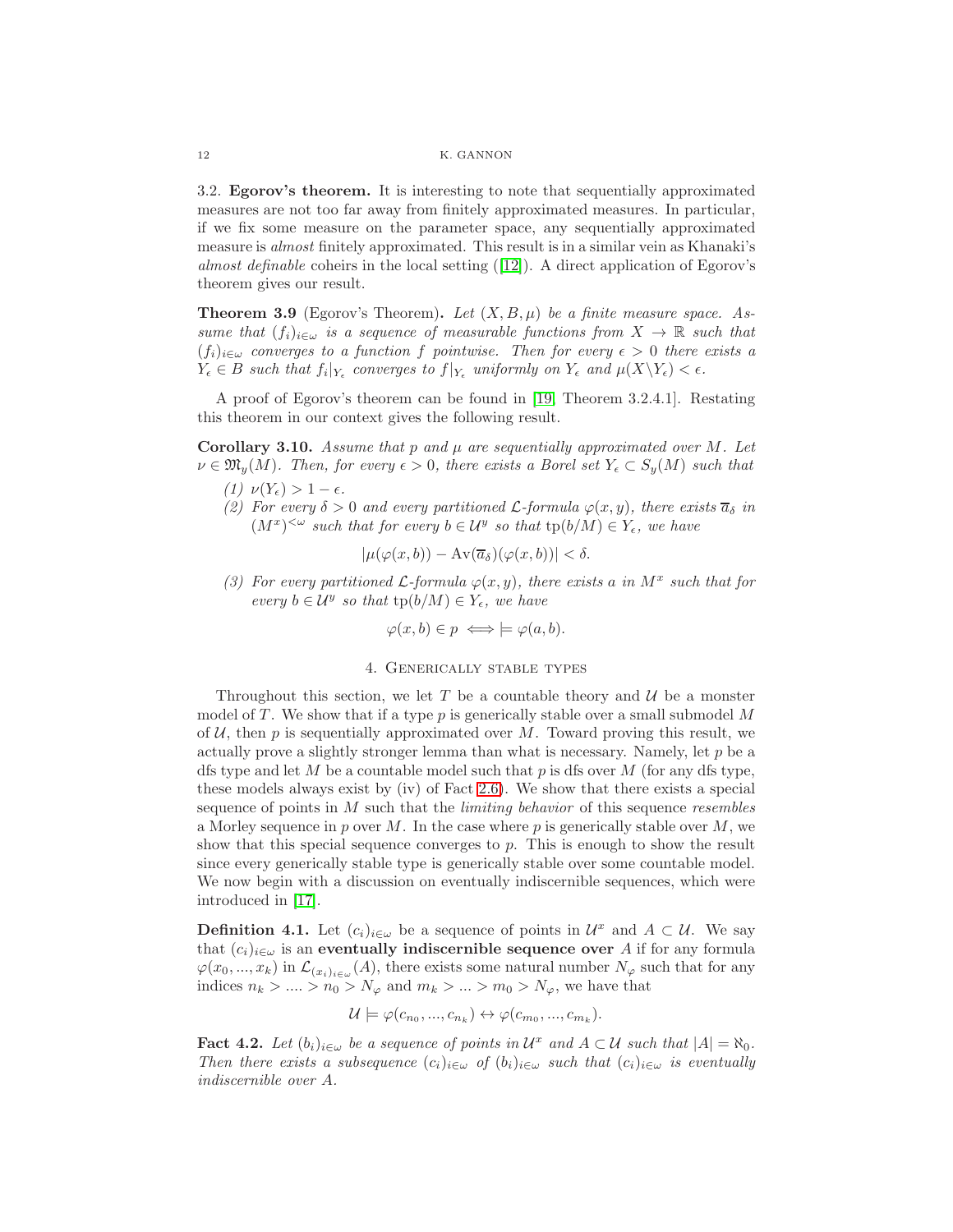### 3.2. Egorov's theorem.

It is interesting to note that sequentially approximated measures are not too far away from finitely approximated measures. In particular, if we fix some measure on the parameter space, any sequentially approximated measure is *almost* finitely approximated. This result is in a similar vein as Khanaki's *almost definable* coheirs in the local setting ([12]). A direct application of Egorov's theorem gives our result.

**Theorem 3.9** (Egorov's Theorem). *Let $(X, B, \mu)$ be a finite measure space. Assume that $(f_i)_{i\in\omega}$ is a sequence of measurable functions from $X \to \mathbb{R}$ such that $(f_i)_{i\in\omega}$ converges to a function $f$ pointwise. Then for every $\epsilon > 0$ there exists a $Y_\epsilon \in B$ such that $f_i|_{Y_\epsilon}$ converges to $f|_{Y_\epsilon}$ uniformly on $Y_\epsilon$ and $\mu(X \backslash Y_\epsilon) < \epsilon$.*

A proof of Egorov's theorem can be found in [19, Theorem 3.2.4.1]. Restating this theorem in our context gives the following result.

**Corollary 3.10.** *Assume that $p$ and $\mu$ are sequentially approximated over $M$. Let $\nu \in \mathfrak{M}_y(M)$. Then, for every $\epsilon > 0$, there exists a Borel set $Y_\epsilon \subset S_y(M)$ such that*

*(1) $\nu(Y_\epsilon) > 1 - \epsilon$.*

*(2) For every $\delta > 0$ and every partitioned $\mathcal{L}$-formula $\varphi(x, y)$, there exists $\overline{a}_\delta$ in $(M^x)^{<\omega}$ such that for every $b \in \mathcal{U}^y$ so that $\text{tp}(b/M) \in Y_\epsilon$, we have*

$$|\mu(\varphi(x, b)) - \text{Av}(\overline{a}_\delta)(\varphi(x, b))| < \delta.$$

*(3) For every partitioned $\mathcal{L}$-formula $\varphi(x, y)$, there exists $a$ in $M^x$ such that for every $b \in \mathcal{U}^y$ so that $\text{tp}(b/M) \in Y_\epsilon$, we have*

$$\varphi(x, b) \in p \iff \models \varphi(a, b).$$

## 4. Generically stable types

Throughout this section, we let $T$ be a countable theory and $\mathcal{U}$ be a monster model of $T$. We show that if a type $p$ is generically stable over a small submodel $M$ of $\mathcal{U}$, then $p$ is sequentially approximated over $M$. Toward proving this result, we actually prove a slightly stronger lemma than what is necessary. Namely, let $p$ be a dfs type and let $M$ be a countable model such that $p$ is dfs over $M$ (for any dfs type, these models always exist by (iv) of Fact 2.6). We show that there exists a special sequence of points in $M$ such that the *limiting behavior* of this sequence *resembles* a Morley sequence in $p$ over $M$. In the case where $p$ is generically stable over $M$, we show that this special sequence converges to $p$. This is enough to show the result since every generically stable type is generically stable over some countable model. We now begin with a discussion on eventually indiscernible sequences, which were introduced in [17].

**Definition 4.1.** Let $(c_i)_{i\in\omega}$ be a sequence of points in $\mathcal{U}^x$ and $A \subset \mathcal{U}$. We say that $(c_i)_{i\in\omega}$ is an **eventually indiscernible sequence over** $A$ if for any formula $\varphi(x_0, ..., x_k)$ in $\mathcal{L}_{(x_i)_{i\in\omega}}(A)$, there exists some natural number $N_\varphi$ such that for any indices $n_k > .... > n_0 > N_\varphi$ and $m_k > ... > m_0 > N_\varphi$, we have that

$$\mathcal{U} \models \varphi(c_{n_0}, ..., c_{n_k}) \leftrightarrow \varphi(c_{m_0}, ..., c_{m_k}).$$

**Fact 4.2.** *Let $(b_i)_{i\in\omega}$ be a sequence of points in $\mathcal{U}^x$ and $A \subset \mathcal{U}$ such that $|A| = \aleph_0$. Then there exists a subsequence $(c_i)_{i\in\omega}$ of $(b_i)_{i\in\omega}$ such that $(c_i)_{i\in\omega}$ is eventually indiscernible over $A$.*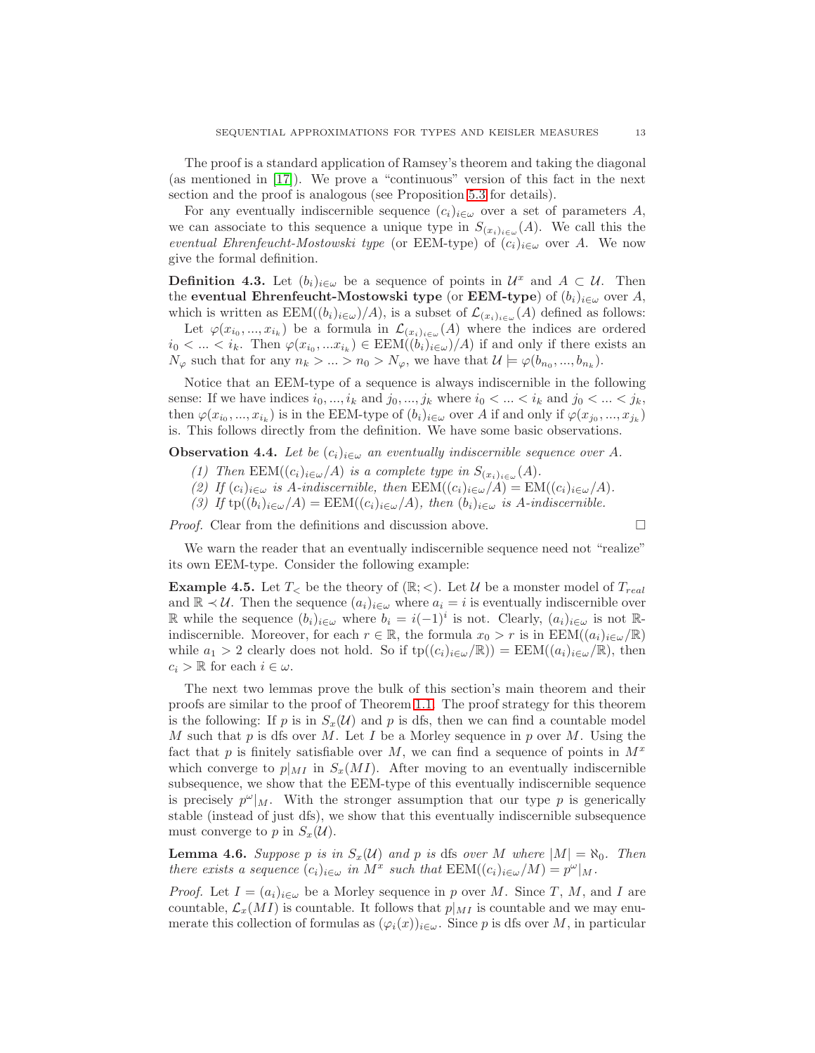The proof is a standard application of Ramsey's theorem and taking the diagonal (as mentioned in [17]). We prove a "continuous" version of this fact in the next section and the proof is analogous (see Proposition 5.3 for details).

For any eventually indiscernible sequence $(c_i)_{i\in\omega}$ over a set of parameters $A$, we can associate to this sequence a unique type in $S_{(x_i)_{i\in\omega}}(A)$. We call this the *eventual Ehrenfeucht-Mostowski type* (or EEM-type) of $(c_i)_{i\in\omega}$ over $A$. We now give the formal definition.

**Definition 4.3.** Let $(b_i)_{i\in\omega}$ be a sequence of points in $\mathcal{U}^x$ and $A \subset \mathcal{U}$. Then the **eventual Ehrenfeucht-Mostowski type** (or **EEM-type**) of $(b_i)_{i\in\omega}$ over $A$, which is written as $\mathrm{EEM}((b_i)_{i\in\omega})/A)$, is a subset of $\mathcal{L}_{(x_i)_{i\in\omega}}(A)$ defined as follows:

Let $\varphi(x_{i_0},...,x_{i_k})$ be a formula in $\mathcal{L}_{(x_i)_{i\in\omega}}(A)$ where the indices are ordered $i_0 < ... < i_k$. Then $\varphi(x_{i_0},...x_{i_k}) \in \mathrm{EEM}((b_i)_{i\in\omega})/A)$ if and only if there exists an $N_\varphi$ such that for any $n_k > ... > n_0 > N_\varphi$, we have that $\mathcal{U} \models \varphi(b_{n_0},...,b_{n_k})$.

Notice that an EEM-type of a sequence is always indiscernible in the following sense: If we have indices $i_0,...,i_k$ and $j_0,...,j_k$ where $i_0 < ... < i_k$ and $j_0 < ... < j_k$, then $\varphi(x_{i_0},...,x_{i_k})$ is in the EEM-type of $(b_i)_{i\in\omega}$ over $A$ if and only if $\varphi(x_{j_0},...,x_{j_k})$ is. This follows directly from the definition. We have some basic observations.

**Observation 4.4.** *Let be $(c_i)_{i\in\omega}$ an eventually indiscernible sequence over $A$.*

1. *Then $\mathrm{EEM}((c_i)_{i\in\omega}/A)$ is a complete type in $S_{(x_i)_{i\in\omega}}(A)$.*
2. *If $(c_i)_{i\in\omega}$ is $A$-indiscernible, then $\mathrm{EEM}((c_i)_{i\in\omega}/A) = \mathrm{EM}((c_i)_{i\in\omega}/A)$.*
3. *If $\mathrm{tp}((b_i)_{i\in\omega}/A) = \mathrm{EEM}((c_i)_{i\in\omega}/A)$, then $(b_i)_{i\in\omega}$ is $A$-indiscernible.*

*Proof.* Clear from the definitions and discussion above. $\square$

We warn the reader that an eventually indiscernible sequence need not "realize" its own EEM-type. Consider the following example:

**Example 4.5.** Let $T_<$ be the theory of $(\mathbb{R};<)$. Let $\mathcal{U}$ be a monster model of $T_{real}$ and $\mathbb{R} \prec \mathcal{U}$. Then the sequence $(a_i)_{i\in\omega}$ where $a_i = i$ is eventually indiscernible over $\mathbb{R}$ while the sequence $(b_i)_{i\in\omega}$ where $b_i = i(-1)^i$ is not. Clearly, $(a_i)_{i\in\omega}$ is not $\mathbb{R}$-indiscernible. Moreover, for each $r \in \mathbb{R}$, the formula $x_0 > r$ is in $\mathrm{EEM}((a_i)_{i\in\omega}/\mathbb{R})$ while $a_1 > 2$ clearly does not hold. So if $\mathrm{tp}((c_i)_{i\in\omega}/\mathbb{R})) = \mathrm{EEM}((a_i)_{i\in\omega}/\mathbb{R})$, then $c_i > \mathbb{R}$ for each $i \in \omega$.

The next two lemmas prove the bulk of this section's main theorem and their proofs are similar to the proof of Theorem 1.1. The proof strategy for this theorem is the following: If $p$ is in $S_x(\mathcal{U})$ and $p$ is dfs, then we can find a countable model $M$ such that $p$ is dfs over $M$. Let $I$ be a Morley sequence in $p$ over $M$. Using the fact that $p$ is finitely satisfiable over $M$, we can find a sequence of points in $M^x$ which converge to $p|_{MI}$ in $S_x(MI)$. After moving to an eventually indiscernible subsequence, we show that the EEM-type of this eventually indiscernible sequence is precisely $p^\omega|_M$. With the stronger assumption that our type $p$ is generically stable (instead of just dfs), we show that this eventually indiscernible subsequence must converge to $p$ in $S_x(\mathcal{U})$.

**Lemma 4.6.** *Suppose $p$ is in $S_x(\mathcal{U})$ and $p$ is* dfs *over $M$ where $|M| = \aleph_0$. Then there exists a sequence $(c_i)_{i\in\omega}$ in $M^x$ such that $\mathrm{EEM}((c_i)_{i\in\omega}/M) = p^\omega|_M$.*

*Proof.* Let $I = (a_i)_{i\in\omega}$ be a Morley sequence in $p$ over $M$. Since $T$, $M$, and $I$ are countable, $\mathcal{L}_x(MI)$ is countable. It follows that $p|_{MI}$ is countable and we may enumerate this collection of formulas as $(\varphi_i(x))_{i\in\omega}$. Since $p$ is dfs over $M$, in particular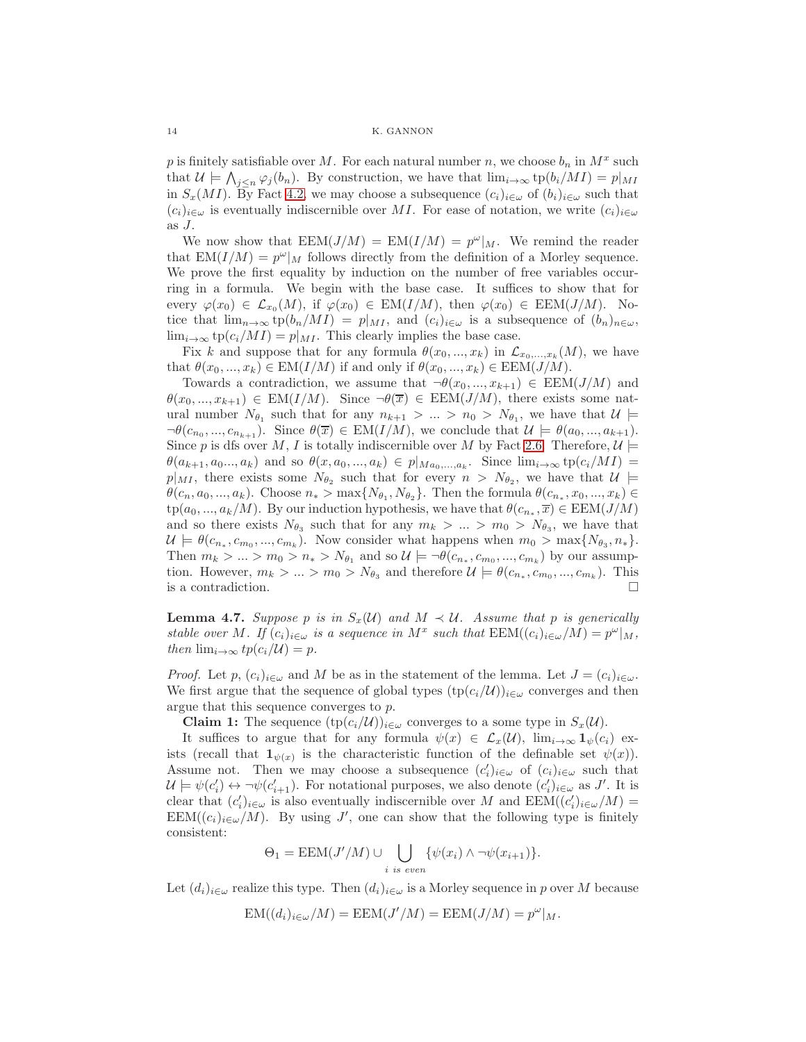$p$ is finitely satisfiable over $M$. For each natural number $n$, we choose $b_n$ in $M^x$ such that $\mathcal{U} \models \bigwedge_{j \leq n} \varphi_j(b_n)$. By construction, we have that $\lim_{i\to\infty} \text{tp}(b_i/MI) = p|_{MI}$ in $S_x(MI)$. By Fact 4.2, we may choose a subsequence $(c_i)_{i\in\omega}$ of $(b_i)_{i\in\omega}$ such that $(c_i)_{i\in\omega}$ is eventually indiscernible over $MI$. For ease of notation, we write $(c_i)_{i\in\omega}$ as $J$.

We now show that $\text{EEM}(J/M) = \text{EM}(I/M) = p^{\omega}|_M$. We remind the reader that $\text{EM}(I/M) = p^{\omega}|_M$ follows directly from the definition of a Morley sequence. We prove the first equality by induction on the number of free variables occurring in a formula. We begin with the base case. It suffices to show that for every $\varphi(x_0) \in \mathcal{L}_{x_0}(M)$, if $\varphi(x_0) \in \text{EM}(I/M)$, then $\varphi(x_0) \in \text{EEM}(J/M)$. Notice that $\lim_{n\to\infty} \text{tp}(b_n/MI) = p|_{MI}$, and $(c_i)_{i\in\omega}$ is a subsequence of $(b_n)_{n\in\omega}$, $\lim_{i\to\infty} \text{tp}(c_i/MI) = p|_{MI}$. This clearly implies the base case.

Fix $k$ and suppose that for any formula $\theta(x_0,...,x_k)$ in $\mathcal{L}_{x_0,...,x_k}(M)$, we have that $\theta(x_0,...,x_k) \in \text{EM}(I/M)$ if and only if $\theta(x_0,...,x_k) \in \text{EEM}(J/M)$.

Towards a contradiction, we assume that $\neg\theta(x_0,...,x_{k+1}) \in \text{EEM}(J/M)$ and $\theta(x_0,...,x_{k+1}) \in \text{EM}(I/M)$. Since $\neg\theta(\overline{x}) \in \text{EEM}(J/M)$, there exists some natural number $N_{\theta_1}$ such that for any $n_{k+1} > ... > n_0 > N_{\theta_1}$, we have that $\mathcal{U} \models \neg\theta(c_{n_0},...,c_{n_{k+1}})$. Since $\theta(\overline{x}) \in \text{EM}(I/M)$, we conclude that $\mathcal{U} \models \theta(a_0,...,a_{k+1})$. Since $p$ is dfs over $M$, $I$ is totally indiscernible over $M$ by Fact 2.6. Therefore, $\mathcal{U} \models \theta(a_{k+1}, a_0..., a_k)$ and so $\theta(x, a_0,...,a_k) \in p|_{Ma_0,...,a_k}$. Since $\lim_{i\to\infty} \text{tp}(c_i/MI) = p|_{MI}$, there exists some $N_{\theta_2}$ such that for every $n > N_{\theta_2}$, we have that $\mathcal{U} \models \theta(c_n, a_0,...,a_k)$. Choose $n_* > \max\{N_{\theta_1}, N_{\theta_2}\}$. Then the formula $\theta(c_{n_*}, x_0,...,x_k) \in \text{tp}(a_0,...,a_k/M)$. By our induction hypothesis, we have that $\theta(c_{n_*}, \overline{x}) \in \text{EEM}(J/M)$ and so there exists $N_{\theta_3}$ such that for any $m_k > ... > m_0 > N_{\theta_3}$, we have that $\mathcal{U} \models \theta(c_{n_*}, c_{m_0},...,c_{m_k})$. Now consider what happens when $m_0 > \max\{N_{\theta_3}, n_*\}$. Then $m_k > ... > m_0 > n_* > N_{\theta_1}$ and so $\mathcal{U} \models \neg\theta(c_{n_*}, c_{m_0},...,c_{m_k})$ by our assumption. However, $m_k > ... > m_0 > N_{\theta_3}$ and therefore $\mathcal{U} \models \theta(c_{n_*}, c_{m_0},...,c_{m_k})$. This is a contradiction. $\square$

**Lemma 4.7.** *Suppose $p$ is in $S_x(\mathcal{U})$ and $M \prec \mathcal{U}$. Assume that $p$ is generically stable over $M$. If $(c_i)_{i\in\omega}$ is a sequence in $M^x$ such that $\text{EEM}((c_i)_{i\in\omega}/M) = p^{\omega}|_M$, then $\lim_{i\to\infty} tp(c_i/\mathcal{U}) = p$.*

*Proof.* Let $p$, $(c_i)_{i\in\omega}$ and $M$ be as in the statement of the lemma. Let $J = (c_i)_{i\in\omega}$. We first argue that the sequence of global types $(\text{tp}(c_i/\mathcal{U}))_{i\in\omega}$ converges and then argue that this sequence converges to $p$.

**Claim 1:** The sequence $(\text{tp}(c_i/\mathcal{U}))_{i\in\omega}$ converges to a some type in $S_x(\mathcal{U})$.

It suffices to argue that for any formula $\psi(x) \in \mathcal{L}_x(\mathcal{U})$, $\lim_{i\to\infty} \mathbf{1}_{\psi}(c_i)$ exists (recall that $\mathbf{1}_{\psi(x)}$ is the characteristic function of the definable set $\psi(x)$). Assume not. Then we may choose a subsequence $(c_i')_{i\in\omega}$ of $(c_i)_{i\in\omega}$ such that $\mathcal{U} \models \psi(c_i') \leftrightarrow \neg\psi(c_{i+1}')$. For notational purposes, we also denote $(c_i')_{i\in\omega}$ as $J'$. It is clear that $(c_i')_{i\in\omega}$ is also eventually indiscernible over $M$ and $\text{EEM}((c_i')_{i\in\omega}/M) = \text{EEM}((c_i)_{i\in\omega}/M)$. By using $J'$, one can show that the following type is finitely consistent:

$$\Theta_1 = \text{EEM}(J'/M) \cup \bigcup_{i \text{ is even}} \{\psi(x_i) \wedge \neg\psi(x_{i+1})\}.$$

Let $(d_i)_{i\in\omega}$ realize this type. Then $(d_i)_{i\in\omega}$ is a Morley sequence in $p$ over $M$ because

$$\text{EM}((d_i)_{i\in\omega}/M) = \text{EEM}(J'/M) = \text{EEM}(J/M) = p^{\omega}|_M.$$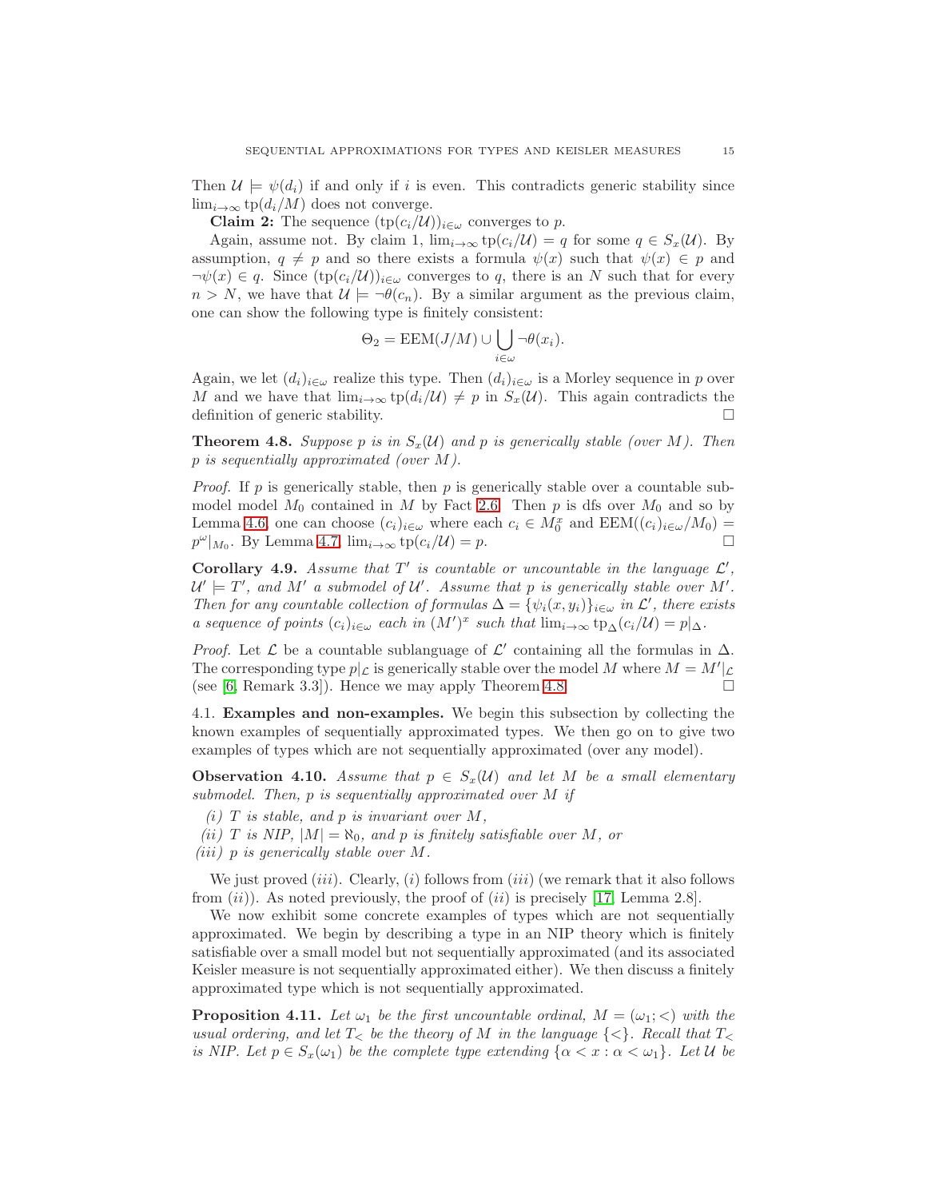Then $\mathcal{U} \models \psi(d_i)$ if and only if $i$ is even. This contradicts generic stability since $\lim_{i\to\infty} \operatorname{tp}(d_i/M)$ does not converge.

**Claim 2:** The sequence $(\operatorname{tp}(c_i/\mathcal{U}))_{i\in\omega}$ converges to $p$.

Again, assume not. By claim 1, $\lim_{i\to\infty} \operatorname{tp}(c_i/\mathcal{U}) = q$ for some $q \in S_x(\mathcal{U})$. By assumption, $q \neq p$ and so there exists a formula $\psi(x)$ such that $\psi(x) \in p$ and $\neg\psi(x) \in q$. Since $(\operatorname{tp}(c_i/\mathcal{U}))_{i\in\omega}$ converges to $q$, there is an $N$ such that for every $n > N$, we have that $\mathcal{U} \models \neg\theta(c_n)$. By a similar argument as the previous claim, one can show the following type is finitely consistent:

$$\Theta_2 = \operatorname{EEM}(J/M) \cup \bigcup_{i\in\omega} \neg\theta(x_i).$$

Again, we let $(d_i)_{i\in\omega}$ realize this type. Then $(d_i)_{i\in\omega}$ is a Morley sequence in $p$ over $M$ and we have that $\lim_{i\to\infty} \operatorname{tp}(d_i/\mathcal{U}) \neq p$ in $S_x(\mathcal{U})$. This again contradicts the definition of generic stability. $\square$

**Theorem 4.8.** *Suppose $p$ is in $S_x(\mathcal{U})$ and $p$ is generically stable (over $M$). Then $p$ is sequentially approximated (over $M$).*

*Proof.* If $p$ is generically stable, then $p$ is generically stable over a countable submodel model $M_0$ contained in $M$ by Fact 2.6. Then $p$ is dfs over $M_0$ and so by Lemma 4.6, one can choose $(c_i)_{i\in\omega}$ where each $c_i \in M_0^x$ and $\operatorname{EEM}((c_i)_{i\in\omega}/M_0) = p^{\omega}|_{M_0}$. By Lemma 4.7, $\lim_{i\to\infty} \operatorname{tp}(c_i/\mathcal{U}) = p$. $\square$

**Corollary 4.9.** *Assume that $T'$ is countable or uncountable in the language $\mathcal{L}'$, $\mathcal{U}' \models T'$, and $M'$ a submodel of $\mathcal{U}'$. Assume that $p$ is generically stable over $M'$. Then for any countable collection of formulas $\Delta = \{\psi_i(x, y_i)\}_{i\in\omega}$ in $\mathcal{L}'$, there exists a sequence of points $(c_i)_{i\in\omega}$ each in $(M')^x$ such that $\lim_{i\to\infty} \operatorname{tp}_{\Delta}(c_i/\mathcal{U}) = p|_{\Delta}$.*

*Proof.* Let $\mathcal{L}$ be a countable sublanguage of $\mathcal{L}'$ containing all the formulas in $\Delta$. The corresponding type $p|_{\mathcal{L}}$ is generically stable over the model $M$ where $M = M'|_{\mathcal{L}}$ (see [6, Remark 3.3]). Hence we may apply Theorem 4.8. $\square$

## 4.1. Examples and non-examples.

We begin this subsection by collecting the known examples of sequentially approximated types. We then go on to give two examples of types which are not sequentially approximated (over any model).

**Observation 4.10.** *Assume that $p \in S_x(\mathcal{U})$ and let $M$ be a small elementary submodel. Then, $p$ is sequentially approximated over $M$ if*

*(i) $T$ is stable, and $p$ is invariant over $M$,*
*(ii) $T$ is NIP, $|M| = \aleph_0$, and $p$ is finitely satisfiable over $M$, or*
*(iii) $p$ is generically stable over $M$.*

We just proved $(iii)$. Clearly, $(i)$ follows from $(iii)$ (we remark that it also follows from $(ii)$). As noted previously, the proof of $(ii)$ is precisely [17, Lemma 2.8].

We now exhibit some concrete examples of types which are not sequentially approximated. We begin by describing a type in an NIP theory which is finitely satisfiable over a small model but not sequentially approximated (and its associated Keisler measure is not sequentially approximated either). We then discuss a finitely approximated type which is not sequentially approximated.

**Proposition 4.11.** *Let $\omega_1$ be the first uncountable ordinal, $M = (\omega_1; <)$ with the usual ordering, and let $T_<$ be the theory of $M$ in the language $\{<\}$. Recall that $T_<$ is NIP. Let $p \in S_x(\omega_1)$ be the complete type extending $\{\alpha < x : \alpha < \omega_1\}$. Let $\mathcal{U}$ be*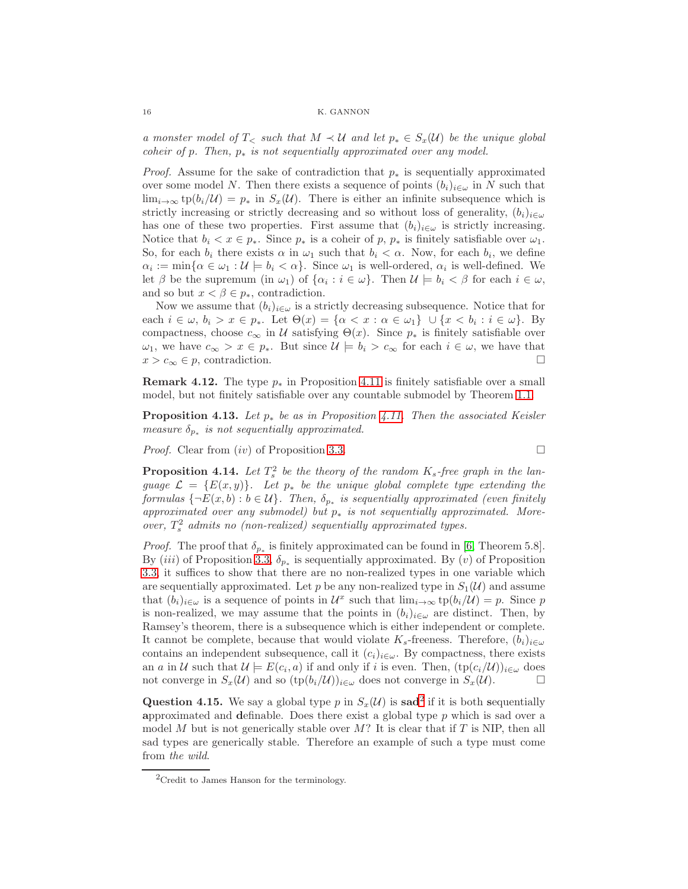*a monster model of $T_<$ such that $M \prec \mathcal{U}$ and let $p_* \in S_x(\mathcal{U})$ be the unique global coheir of $p$. Then, $p_*$ is not sequentially approximated over any model.*

*Proof.* Assume for the sake of contradiction that $p_*$ is sequentially approximated over some model $N$. Then there exists a sequence of points $(b_i)_{i\in\omega}$ in $N$ such that $\lim_{i\to\infty} \operatorname{tp}(b_i/\mathcal{U}) = p_*$ in $S_x(\mathcal{U})$. There is either an infinite subsequence which is strictly increasing or strictly decreasing and so without loss of generality, $(b_i)_{i\in\omega}$ has one of these two properties. First assume that $(b_i)_{i\in\omega}$ is strictly increasing. Notice that $b_i < x \in p_*$. Since $p_*$ is a coheir of $p$, $p_*$ is finitely satisfiable over $\omega_1$. So, for each $b_i$ there exists $\alpha$ in $\omega_1$ such that $b_i < \alpha$. Now, for each $b_i$, we define $\alpha_i := \min\{\alpha \in \omega_1 : \mathcal{U} \models b_i < \alpha\}$. Since $\omega_1$ is well-ordered, $\alpha_i$ is well-defined. We let $\beta$ be the supremum (in $\omega_1$) of $\{\alpha_i : i \in \omega\}$. Then $\mathcal{U} \models b_i < \beta$ for each $i \in \omega$, and so but $x < \beta \in p_*$, contradiction.

Now we assume that $(b_i)_{i\in\omega}$ is a strictly decreasing subsequence. Notice that for each $i \in \omega$, $b_i > x \in p_*$. Let $\Theta(x) = \{\alpha < x : \alpha \in \omega_1\} \cup \{x < b_i : i \in \omega\}$. By compactness, choose $c_\infty$ in $\mathcal{U}$ satisfying $\Theta(x)$. Since $p_*$ is finitely satisfiable over $\omega_1$, we have $c_\infty > x \in p_*$. But since $\mathcal{U} \models b_i > c_\infty$ for each $i \in \omega$, we have that $x > c_\infty \in p$, contradiction. $\square$

**Remark 4.12.** The type $p_*$ in Proposition 4.11 is finitely satisfiable over a small model, but not finitely satisfiable over any countable submodel by Theorem 1.1.

**Proposition 4.13.** *Let $p_*$ be as in Proposition 4.11. Then the associated Keisler measure $\delta_{p_*}$ is not sequentially approximated.*

*Proof.* Clear from $(iv)$ of Proposition 3.3. $\square$

**Proposition 4.14.** *Let $T^2_s$ be the theory of the random $K_s$-free graph in the language $\mathcal{L} = \{E(x,y)\}$. Let $p_*$ be the unique global complete type extending the formulas $\{\neg E(x,b) : b \in \mathcal{U}\}$. Then, $\delta_{p_*}$ is sequentially approximated (even finitely approximated over any submodel) but $p_*$ is not sequentially approximated. Moreover, $T^2_s$ admits no (non-realized) sequentially approximated types.*

*Proof.* The proof that $\delta_{p_*}$ is finitely approximated can be found in [6, Theorem 5.8]. By $(iii)$ of Proposition 3.3, $\delta_{p_*}$ is sequentially approximated. By $(v)$ of Proposition 3.3, it suffices to show that there are no non-realized types in one variable which are sequentially approximated. Let $p$ be any non-realized type in $S_1(\mathcal{U})$ and assume that $(b_i)_{i\in\omega}$ is a sequence of points in $\mathcal{U}^x$ such that $\lim_{i\to\infty} \operatorname{tp}(b_i/\mathcal{U}) = p$. Since $p$ is non-realized, we may assume that the points in $(b_i)_{i\in\omega}$ are distinct. Then, by Ramsey's theorem, there is a subsequence which is either independent or complete. It cannot be complete, because that would violate $K_s$-freeness. Therefore, $(b_i)_{i\in\omega}$ contains an independent subsequence, call it $(c_i)_{i\in\omega}$. By compactness, there exists an $a$ in $\mathcal{U}$ such that $\mathcal{U} \models E(c_i, a)$ if and only if $i$ is even. Then, $(\operatorname{tp}(c_i/\mathcal{U}))_{i\in\omega}$ does not converge in $S_x(\mathcal{U})$ and so $(\operatorname{tp}(b_i/\mathcal{U}))_{i\in\omega}$ does not converge in $S_x(\mathcal{U})$. $\square$

**Question 4.15.** We say a global type $p$ in $S_x(\mathcal{U})$ is **sad**[2] if it is both **s**equentially **a**pproximated and **d**efinable. Does there exist a global type $p$ which is sad over a model $M$ but is not generically stable over $M$? It is clear that if $T$ is NIP, then all sad types are generically stable. Therefore an example of such a type must come from *the wild*.

---

[2] Credit to James Hanson for the terminology.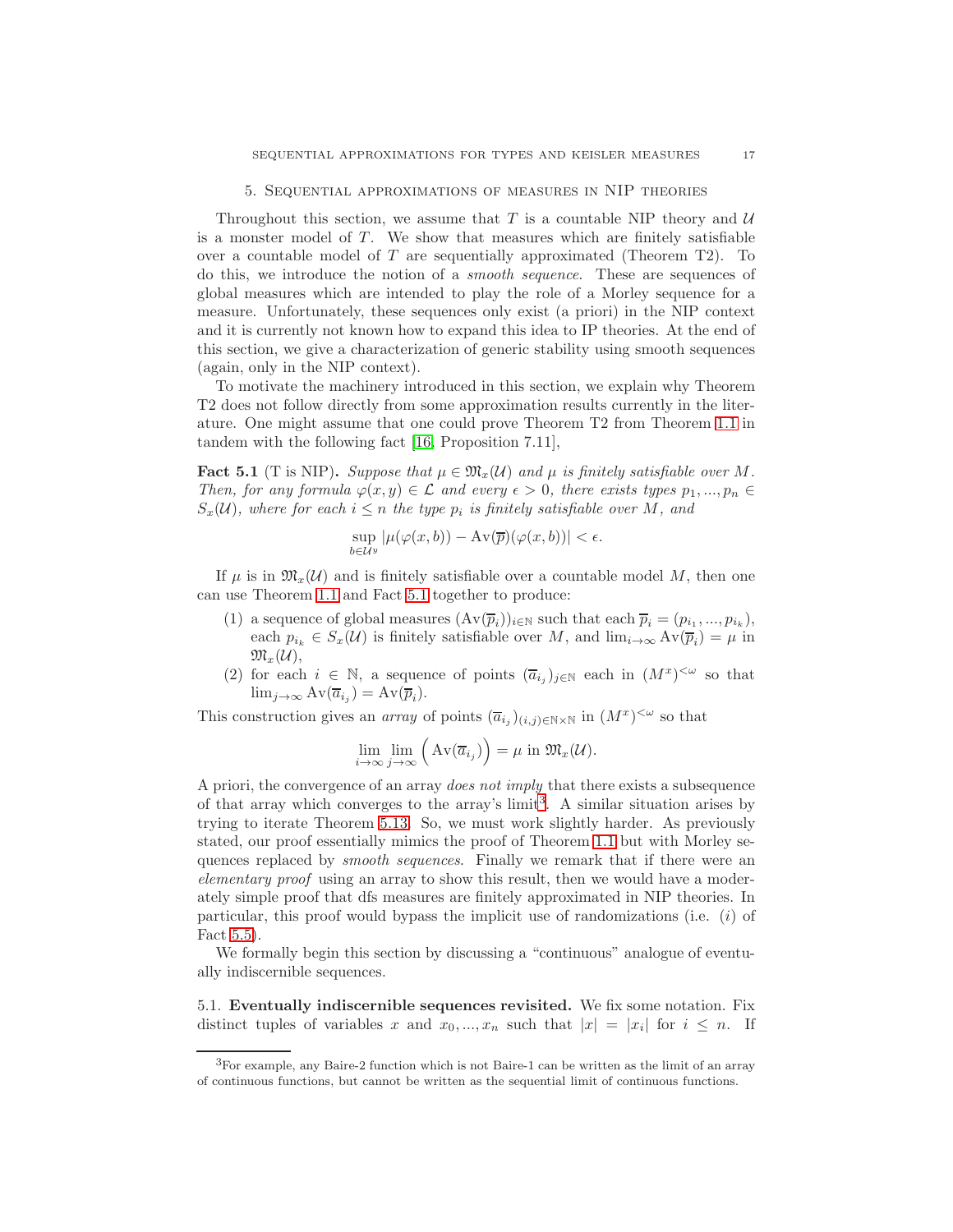## 5. Sequential approximations of measures in NIP theories

Throughout this section, we assume that $T$ is a countable NIP theory and $\mathcal{U}$ is a monster model of $T$. We show that measures which are finitely satisfiable over a countable model of $T$ are sequentially approximated (Theorem T2). To do this, we introduce the notion of a *smooth sequence*. These are sequences of global measures which are intended to play the role of a Morley sequence for a measure. Unfortunately, these sequences only exist (a priori) in the NIP context and it is currently not known how to expand this idea to IP theories. At the end of this section, we give a characterization of generic stability using smooth sequences (again, only in the NIP context).

To motivate the machinery introduced in this section, we explain why Theorem T2 does not follow directly from some approximation results currently in the literature. One might assume that one could prove Theorem T2 from Theorem 1.1 in tandem with the following fact [16, Proposition 7.11],

**Fact 5.1** (T is NIP). *Suppose that $\mu \in \mathfrak{M}_x(\mathcal{U})$ and $\mu$ is finitely satisfiable over $M$. Then, for any formula $\varphi(x,y) \in \mathcal{L}$ and every $\epsilon > 0$, there exists types $p_1, ..., p_n \in S_x(\mathcal{U})$, where for each $i \leq n$ the type $p_i$ is finitely satisfiable over $M$, and*

$$\sup_{b \in \mathcal{U}^y} |\mu(\varphi(x,b)) - \mathrm{Av}(\overline{p})(\varphi(x,b))| < \epsilon.$$

If $\mu$ is in $\mathfrak{M}_x(\mathcal{U})$ and is finitely satisfiable over a countable model $M$, then one can use Theorem 1.1 and Fact 5.1 together to produce:

1. a sequence of global measures $(\mathrm{Av}(\overline{p}_i))_{i \in \mathbb{N}}$ such that each $\overline{p}_i = (p_{i_1}, ..., p_{i_k})$, each $p_{i_k} \in S_x(\mathcal{U})$ is finitely satisfiable over $M$, and $\lim_{i \to \infty} \mathrm{Av}(\overline{p}_i) = \mu$ in $\mathfrak{M}_x(\mathcal{U})$,
2. for each $i \in \mathbb{N}$, a sequence of points $(\overline{a}_{i_j})_{j \in \mathbb{N}}$ each in $(M^x)^{<\omega}$ so that $\lim_{j \to \infty} \mathrm{Av}(\overline{a}_{i_j}) = \mathrm{Av}(\overline{p}_i)$.

This construction gives an *array* of points $(\overline{a}_{i_j})_{(i,j) \in \mathbb{N} \times \mathbb{N}}$ in $(M^x)^{<\omega}$ so that

$$\lim_{i \to \infty} \lim_{j \to \infty} \left( \mathrm{Av}(\overline{a}_{i_j}) \right) = \mu \text{ in } \mathfrak{M}_x(\mathcal{U}).$$

A priori, the convergence of an array *does not imply* that there exists a subsequence of that array which converges to the array's limit[3]. A similar situation arises by trying to iterate Theorem 5.13. So, we must work slightly harder. As previously stated, our proof essentially mimics the proof of Theorem 1.1 but with Morley sequences replaced by *smooth sequences*. Finally we remark that if there were an *elementary proof* using an array to show this result, then we would have a moderately simple proof that dfs measures are finitely approximated in NIP theories. In particular, this proof would bypass the implicit use of randomizations (i.e. $(i)$ of Fact 5.5).

We formally begin this section by discussing a "continuous" analogue of eventually indiscernible sequences.

### 5.1. Eventually indiscernible sequences revisited.

We fix some notation. Fix distinct tuples of variables $x$ and $x_0, ..., x_n$ such that $|x| = |x_i|$ for $i \leq n$. If

[3] For example, any Baire-2 function which is not Baire-1 can be written as the limit of an array of continuous functions, but cannot be written as the sequential limit of continuous functions.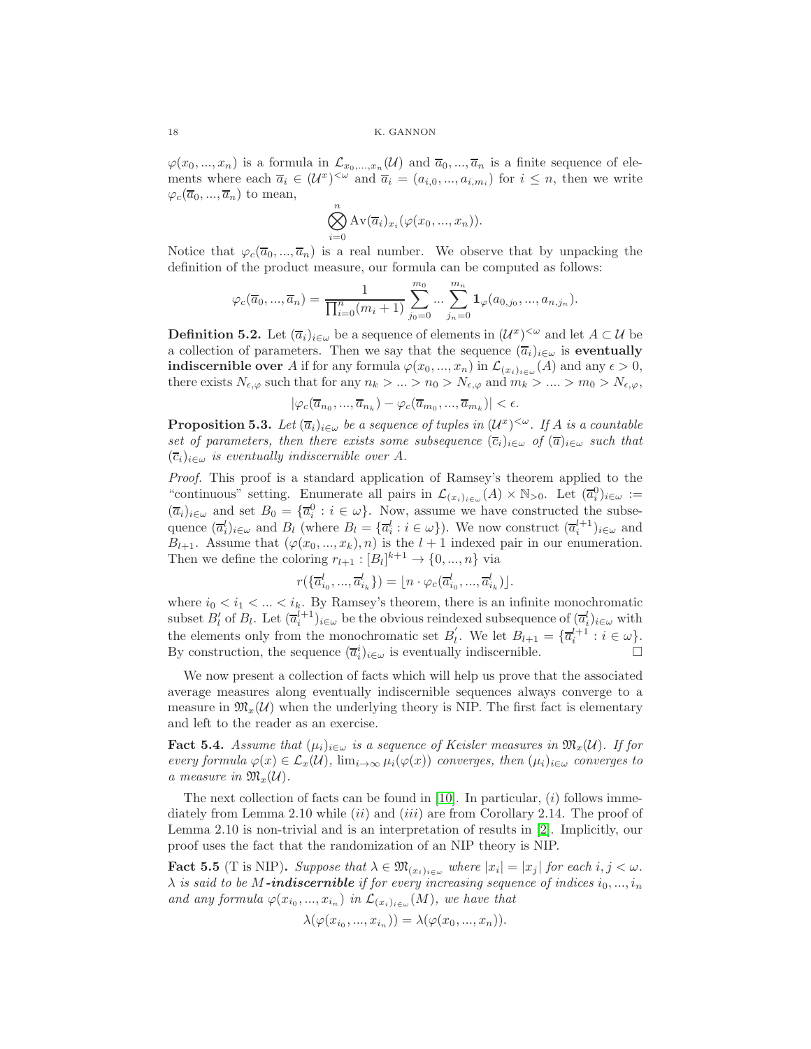$\varphi(x_0, ..., x_n)$ is a formula in $\mathcal{L}_{x_0,...,x_n}(\mathcal{U})$ and $\overline{a}_0, ..., \overline{a}_n$ is a finite sequence of elements where each $\overline{a}_i \in (\mathcal{U}^x)^{<\omega}$ and $\overline{a}_i = (a_{i,0}, ..., a_{i,m_i})$ for $i \leq n$, then we write $\varphi_c(\overline{a}_0, ..., \overline{a}_n)$ to mean,

$$\bigotimes_{i=0}^{n} \mathrm{Av}(\overline{a}_i)_{x_i}(\varphi(x_0, ..., x_n)).$$

Notice that $\varphi_c(\overline{a}_0, ..., \overline{a}_n)$ is a real number. We observe that by unpacking the definition of the product measure, our formula can be computed as follows:

$$\varphi_c(\overline{a}_0, ..., \overline{a}_n) = \frac{1}{\prod_{i=0}^{n}(m_i + 1)} \sum_{j_0=0}^{m_0} ... \sum_{j_n=0}^{m_n} \mathbf{1}_{\varphi}(a_{0,j_0}, ..., a_{n,j_n}).$$

**Definition 5.2.** Let $(\overline{a}_i)_{i\in\omega}$ be a sequence of elements in $(\mathcal{U}^x)^{<\omega}$ and let $A \subset \mathcal{U}$ be a collection of parameters. Then we say that the sequence $(\overline{a}_i)_{i\in\omega}$ is **eventually indiscernible over** $A$ if for any formula $\varphi(x_0, ..., x_n)$ in $\mathcal{L}_{(x_i)_{i\in\omega}}(A)$ and any $\epsilon > 0$, there exists $N_{\epsilon,\varphi}$ such that for any $n_k > ... > n_0 > N_{\epsilon,\varphi}$ and $m_k > .... > m_0 > N_{\epsilon,\varphi}$,

$$|\varphi_c(\overline{a}_{n_0}, ..., \overline{a}_{n_k}) - \varphi_c(\overline{a}_{m_0}, ..., \overline{a}_{m_k})| < \epsilon.$$

**Proposition 5.3.** *Let $(\overline{a}_i)_{i\in\omega}$ be a sequence of tuples in $(\mathcal{U}^x)^{<\omega}$. If $A$ is a countable set of parameters, then there exists some subsequence $(\overline{c}_i)_{i\in\omega}$ of $(\overline{a})_{i\in\omega}$ such that $(\overline{c}_i)_{i\in\omega}$ is eventually indiscernible over $A$.*

*Proof.* This proof is a standard application of Ramsey's theorem applied to the "continuous" setting. Enumerate all pairs in $\mathcal{L}_{(x_i)_{i\in\omega}}(A) \times \mathbb{N}_{>0}$. Let $(\overline{a}_i^0)_{i\in\omega} := (\overline{a}_i)_{i\in\omega}$ and set $B_0 = \{\overline{a}_i^0 : i \in \omega\}$. Now, assume we have constructed the subsequence $(\overline{a}_i^l)_{i\in\omega}$ and $B_l$ (where $B_l = \{\overline{a}_i^l : i \in \omega\}$). We now construct $(\overline{a}_i^{l+1})_{i\in\omega}$ and $B_{l+1}$. Assume that $(\varphi(x_0, ..., x_k), n)$ is the $l+1$ indexed pair in our enumeration. Then we define the coloring $r_{l+1} : [B_l]^{k+1} \to \{0, ..., n\}$ via

$$r(\{\overline{a}_{i_0}^l, ..., \overline{a}_{i_k}^l\}) = \lfloor n \cdot \varphi_c(\overline{a}_{i_0}^l, ..., \overline{a}_{i_k}^l) \rfloor.$$

where $i_0 < i_1 < ... < i_k$. By Ramsey's theorem, there is an infinite monochromatic subset $B_l'$ of $B_l$. Let $(\overline{a}_i^{l+1})_{i\in\omega}$ be the obvious reindexed subsequence of $(\overline{a}_i^l)_{i\in\omega}$ with the elements only from the monochromatic set $B_l^{'}$. We let $B_{l+1} = \{\overline{a}_i^{l+1} : i \in \omega\}$. By construction, the sequence $(\overline{a}_i^i)_{i\in\omega}$ is eventually indiscernible. $\square$

We now present a collection of facts which will help us prove that the associated average measures along eventually indiscernible sequences always converge to a measure in $\mathfrak{M}_x(\mathcal{U})$ when the underlying theory is NIP. The first fact is elementary and left to the reader as an exercise.

**Fact 5.4.** *Assume that $(\mu_i)_{i\in\omega}$ is a sequence of Keisler measures in $\mathfrak{M}_x(\mathcal{U})$. If for every formula $\varphi(x) \in \mathcal{L}_x(\mathcal{U})$, $\lim_{i\to\infty} \mu_i(\varphi(x))$ converges, then $(\mu_i)_{i\in\omega}$ converges to a measure in $\mathfrak{M}_x(\mathcal{U})$.*

The next collection of facts can be found in [10]. In particular, $(i)$ follows immediately from Lemma 2.10 while $(ii)$ and $(iii)$ are from Corollary 2.14. The proof of Lemma 2.10 is non-trivial and is an interpretation of results in [2]. Implicitly, our proof uses the fact that the randomization of an NIP theory is NIP.

**Fact 5.5** (T is NIP)**.** *Suppose that $\lambda \in \mathfrak{M}_{(x_i)_{i\in\omega}}$ where $|x_i| = |x_j|$ for each $i, j < \omega$. $\lambda$ is said to be $M$-**indiscernible** if for every increasing sequence of indices $i_0, ..., i_n$ and any formula $\varphi(x_{i_0}, ..., x_{i_n})$ in $\mathcal{L}_{(x_i)_{i\in\omega}}(M)$, we have that*

$$\lambda(\varphi(x_{i_0}, ..., x_{i_n})) = \lambda(\varphi(x_0, ..., x_n)).$$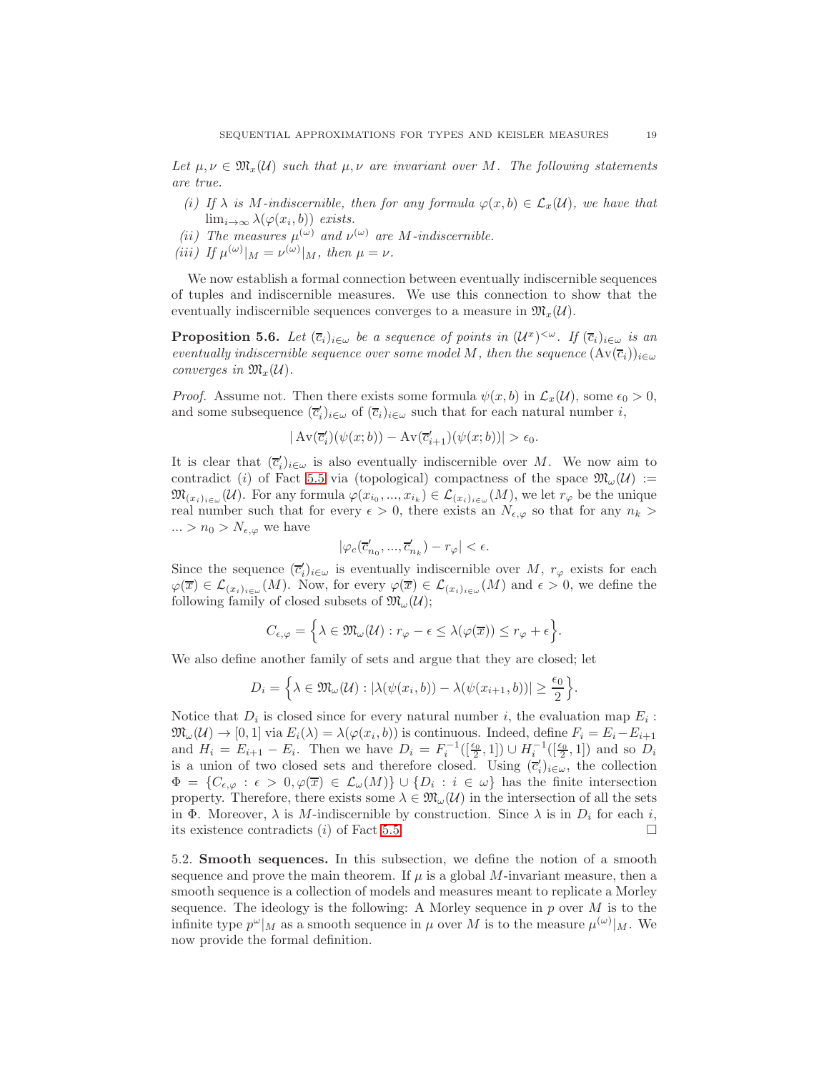*Let $\mu, \nu \in \mathfrak{M}_x(\mathcal{U})$ such that $\mu, \nu$ are invariant over $M$. The following statements are true.*

- (i) *If $\lambda$ is $M$-indiscernible, then for any formula $\varphi(x,b) \in \mathcal{L}_x(\mathcal{U})$, we have that $\lim_{i\to\infty} \lambda(\varphi(x_i,b))$ exists.*
- (ii) *The measures $\mu^{(\omega)}$ and $\nu^{(\omega)}$ are $M$-indiscernible.*
- (iii) *If $\mu^{(\omega)}|_M = \nu^{(\omega)}|_M$, then $\mu = \nu$.*

We now establish a formal connection between eventually indiscernible sequences of tuples and indiscernible measures. We use this connection to show that the eventually indiscernible sequences converges to a measure in $\mathfrak{M}_x(\mathcal{U})$.

**Proposition 5.6.** *Let $(\overline{c}_i)_{i\in\omega}$ be a sequence of points in $(\mathcal{U}^x)^{<\omega}$. If $(\overline{c}_i)_{i\in\omega}$ is an eventually indiscernible sequence over some model $M$, then the sequence $(\mathrm{Av}(\overline{c}_i))_{i\in\omega}$ converges in $\mathfrak{M}_x(\mathcal{U})$.*

*Proof.* Assume not. Then there exists some formula $\psi(x,b)$ in $\mathcal{L}_x(\mathcal{U})$, some $\epsilon_0 > 0$, and some subsequence $(\overline{c}'_i)_{i\in\omega}$ of $(\overline{c}_i)_{i\in\omega}$ such that for each natural number $i$,

$$|\,\mathrm{Av}(\overline{c}'_i)(\psi(x;b)) - \mathrm{Av}(\overline{c}'_{i+1})(\psi(x;b))| > \epsilon_0.$$

It is clear that $(\overline{c}'_i)_{i\in\omega}$ is also eventually indiscernible over $M$. We now aim to contradict $(i)$ of Fact 5.5 via (topological) compactness of the space $\mathfrak{M}_\omega(\mathcal{U}) := \mathfrak{M}_{(x_i)_{i\in\omega}}(\mathcal{U})$. For any formula $\varphi(x_{i_0},...,x_{i_k}) \in \mathcal{L}_{(x_i)_{i\in\omega}}(M)$, we let $r_\varphi$ be the unique real number such that for every $\epsilon > 0$, there exists an $N_{\epsilon,\varphi}$ so that for any $n_k > ... > n_0 > N_{\epsilon,\varphi}$ we have

$$|\varphi_c(\overline{c}'_{n_0},...,\overline{c}'_{n_k}) - r_\varphi| < \epsilon.$$

Since the sequence $(\overline{c}'_i)_{i\in\omega}$ is eventually indiscernible over $M$, $r_\varphi$ exists for each $\varphi(\overline{x}) \in \mathcal{L}_{(x_i)_{i\in\omega}}(M)$. Now, for every $\varphi(\overline{x}) \in \mathcal{L}_{(x_i)_{i\in\omega}}(M)$ and $\epsilon > 0$, we define the following family of closed subsets of $\mathfrak{M}_\omega(\mathcal{U})$;

$$C_{\epsilon,\varphi} = \Big\{\lambda \in \mathfrak{M}_\omega(\mathcal{U}) : r_\varphi - \epsilon \leq \lambda(\varphi(\overline{x})) \leq r_\varphi + \epsilon\Big\}.$$

We also define another family of sets and argue that they are closed; let

$$D_i = \Big\{\lambda \in \mathfrak{M}_\omega(\mathcal{U}) : |\lambda(\psi(x_i,b)) - \lambda(\psi(x_{i+1},b))| \geq \frac{\epsilon_0}{2}\Big\}.$$

Notice that $D_i$ is closed since for every natural number $i$, the evaluation map $E_i : \mathfrak{M}_\omega(\mathcal{U}) \to [0,1]$ via $E_i(\lambda) = \lambda(\varphi(x_i,b))$ is continuous. Indeed, define $F_i = E_i - E_{i+1}$ and $H_i = E_{i+1} - E_i$. Then we have $D_i = F_i^{-1}([\frac{\epsilon_0}{2},1]) \cup H_i^{-1}([\frac{\epsilon_0}{2},1])$ and so $D_i$ is a union of two closed sets and therefore closed. Using $(\overline{c}'_i)_{i\in\omega}$, the collection $\Phi = \{C_{\epsilon,\varphi} : \epsilon > 0, \varphi(\overline{x}) \in \mathcal{L}_\omega(M)\} \cup \{D_i : i \in \omega\}$ has the finite intersection property. Therefore, there exists some $\lambda \in \mathfrak{M}_\omega(\mathcal{U})$ in the intersection of all the sets in $\Phi$. Moreover, $\lambda$ is $M$-indiscernible by construction. Since $\lambda$ is in $D_i$ for each $i$, its existence contradicts $(i)$ of Fact 5.5. $\square$

5.2. **Smooth sequences.** In this subsection, we define the notion of a smooth sequence and prove the main theorem. If $\mu$ is a global $M$-invariant measure, then a smooth sequence is a collection of models and measures meant to replicate a Morley sequence. The ideology is the following: A Morley sequence in $p$ over $M$ is to the infinite type $p^\omega|_M$ as a smooth sequence in $\mu$ over $M$ is to the measure $\mu^{(\omega)}|_M$. We now provide the formal definition.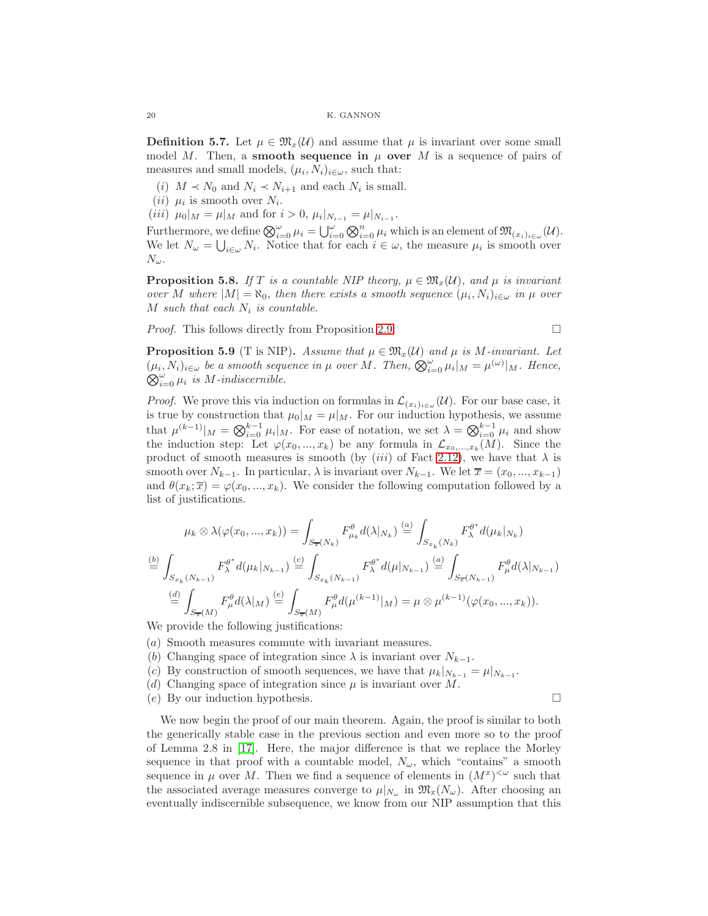**Definition 5.7.** Let $\mu \in \mathfrak{M}_x(\mathcal{U})$ and assume that $\mu$ is invariant over some small model $M$. Then, a **smooth sequence in** $\mu$ **over** $M$ is a sequence of pairs of measures and small models, $(\mu_i, N_i)_{i\in\omega}$, such that:

$(i)$ $M \prec N_0$ and $N_i \prec N_{i+1}$ and each $N_i$ is small.
$(ii)$ $\mu_i$ is smooth over $N_i$.
$(iii)$ $\mu_0|_M = \mu|_M$ and for $i > 0$, $\mu_i|_{N_{i-1}} = \mu|_{N_{i-1}}$.

Furthermore, we define $\bigotimes_{i=0}^{\omega} \mu_i = \bigcup_{i=0}^{\omega} \bigotimes_{i=0}^{n} \mu_i$ which is an element of $\mathfrak{M}_{(x_i)_{i\in\omega}}(\mathcal{U})$. We let $N_\omega = \bigcup_{i\in\omega} N_i$. Notice that for each $i \in \omega$, the measure $\mu_i$ is smooth over $N_\omega$.

**Proposition 5.8.** *If $T$ is a countable NIP theory, $\mu \in \mathfrak{M}_x(\mathcal{U})$, and $\mu$ is invariant over $M$ where $|M| = \aleph_0$, then there exists a smooth sequence $(\mu_i, N_i)_{i\in\omega}$ in $\mu$ over $M$ such that each $N_i$ is countable.*

*Proof.* This follows directly from Proposition 2.9. $\square$

**Proposition 5.9** (T is NIP)**.** *Assume that $\mu \in \mathfrak{M}_x(\mathcal{U})$ and $\mu$ is $M$-invariant. Let $(\mu_i, N_i)_{i\in\omega}$ be a smooth sequence in $\mu$ over $M$. Then, $\bigotimes_{i=0}^{\omega} \mu_i|_M = \mu^{(\omega)}|_M$. Hence, $\bigotimes_{i=0}^{\omega} \mu_i$ is $M$-indiscernible.*

*Proof.* We prove this via induction on formulas in $\mathcal{L}_{(x_i)_{i\in\omega}}(\mathcal{U})$. For our base case, it is true by construction that $\mu_0|_M = \mu|_M$. For our induction hypothesis, we assume that $\mu^{(k-1)}|_M = \bigotimes_{i=0}^{k-1} \mu_i|_M$. For ease of notation, we set $\lambda = \bigotimes_{i=0}^{k-1} \mu_i$ and show the induction step: Let $\varphi(x_0, ..., x_k)$ be any formula in $\mathcal{L}_{x_0,...,x_k}(M)$. Since the product of smooth measures is smooth (by $(iii)$ of Fact 2.12), we have that $\lambda$ is smooth over $N_{k-1}$. In particular, $\lambda$ is invariant over $N_{k-1}$. We let $\overline{x} = (x_0, ..., x_{k-1})$ and $\theta(x_k; \overline{x}) = \varphi(x_0, ..., x_k)$. We consider the following computation followed by a list of justifications.

$$\mu_k \otimes \lambda(\varphi(x_0, ..., x_k)) = \int_{S_{\overline{x}}(N_k)} F_{\mu_k}^{\theta} d(\lambda|_{N_k}) \overset{(a)}{=} \int_{S_{x_k}(N_k)} F_{\lambda}^{\theta^*} d(\mu_k|_{N_k})$$

$$\overset{(b)}{=} \int_{S_{x_k}(N_{k-1})} F_{\lambda}^{\theta^*} d(\mu_k|_{N_{k-1}}) \overset{(c)}{=} \int_{S_{x_k}(N_{k-1})} F_{\lambda}^{\theta^*} d(\mu|_{N_{k-1}}) \overset{(a)}{=} \int_{S_{\overline{x}}(N_{k-1})} F_{\mu}^{\theta} d(\lambda|_{N_{k-1}})$$

$$\overset{(d)}{=} \int_{S_{\overline{x}}(M)} F_{\mu}^{\theta} d(\lambda|_M) \overset{(e)}{=} \int_{S_{\overline{x}}(M)} F_{\mu}^{\theta} d(\mu^{(k-1)}|_M) = \mu \otimes \mu^{(k-1)}(\varphi(x_0, ..., x_k)).$$

We provide the following justifications:

$(a)$ Smooth measures commute with invariant measures.
$(b)$ Changing space of integration since $\lambda$ is invariant over $N_{k-1}$.
$(c)$ By construction of smooth sequences, we have that $\mu_k|_{N_{k-1}} = \mu|_{N_{k-1}}$.
$(d)$ Changing space of integration since $\mu$ is invariant over $M$.
$(e)$ By our induction hypothesis. $\square$

We now begin the proof of our main theorem. Again, the proof is similar to both the generically stable case in the previous section and even more so to the proof of Lemma 2.8 in [17]. Here, the major difference is that we replace the Morley sequence in that proof with a countable model, $N_\omega$, which "contains" a smooth sequence in $\mu$ over $M$. Then we find a sequence of elements in $(M^x)^{<\omega}$ such that the associated average measures converge to $\mu|_{N_\omega}$ in $\mathfrak{M}_x(N_\omega)$. After choosing an eventually indiscernible subsequence, we know from our NIP assumption that this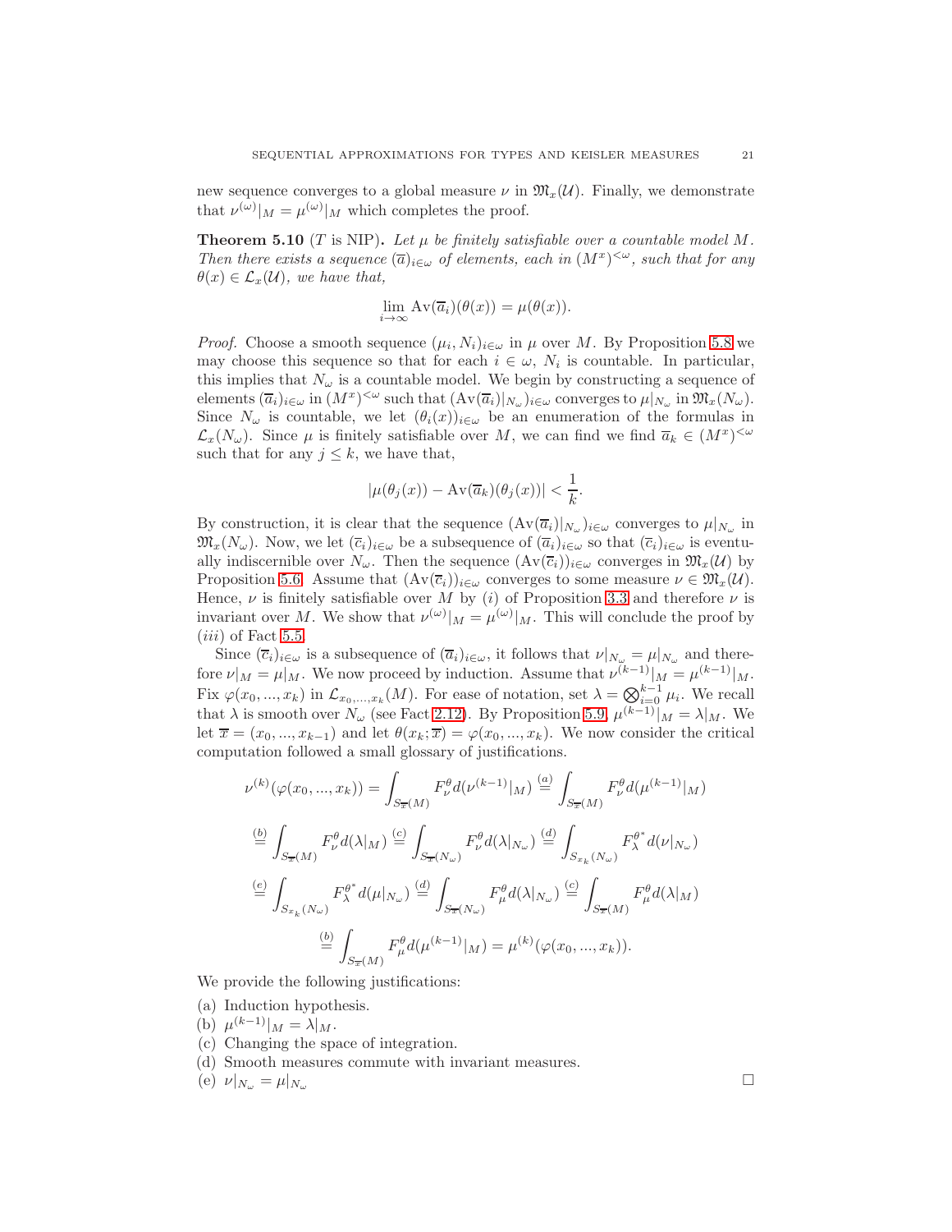new sequence converges to a global measure $\nu$ in $\mathfrak{M}_x(\mathcal{U})$. Finally, we demonstrate that $\nu^{(\omega)}|_M = \mu^{(\omega)}|_M$ which completes the proof.

**Theorem 5.10** ($T$ is NIP)**.** *Let $\mu$ be finitely satisfiable over a countable model $M$. Then there exists a sequence $(\overline{a})_{i\in\omega}$ of elements, each in $(M^x)^{<\omega}$, such that for any $\theta(x) \in \mathcal{L}_x(\mathcal{U})$, we have that,*

$$\lim_{i\to\infty} \mathrm{Av}(\overline{a}_i)(\theta(x)) = \mu(\theta(x)).$$

*Proof.* Choose a smooth sequence $(\mu_i, N_i)_{i\in\omega}$ in $\mu$ over $M$. By Proposition 5.8 we may choose this sequence so that for each $i \in \omega$, $N_i$ is countable. In particular, this implies that $N_\omega$ is a countable model. We begin by constructing a sequence of elements $(\overline{a}_i)_{i\in\omega}$ in $(M^x)^{<\omega}$ such that $(\mathrm{Av}(\overline{a}_i)|_{N_\omega})_{i\in\omega}$ converges to $\mu|_{N_\omega}$ in $\mathfrak{M}_x(N_\omega)$. Since $N_\omega$ is countable, we let $(\theta_i(x))_{i\in\omega}$ be an enumeration of the formulas in $\mathcal{L}_x(N_\omega)$. Since $\mu$ is finitely satisfiable over $M$, we can find we find $\overline{a}_k \in (M^x)^{<\omega}$ such that for any $j \leq k$, we have that,

$$|\mu(\theta_j(x)) - \mathrm{Av}(\overline{a}_k)(\theta_j(x))| < \frac{1}{k}.$$

By construction, it is clear that the sequence $(\mathrm{Av}(\overline{a}_i)|_{N_\omega})_{i\in\omega}$ converges to $\mu|_{N_\omega}$ in $\mathfrak{M}_x(N_\omega)$. Now, we let $(\overline{c}_i)_{i\in\omega}$ be a subsequence of $(\overline{a}_i)_{i\in\omega}$ so that $(\overline{c}_i)_{i\in\omega}$ is eventually indiscernible over $N_\omega$. Then the sequence $(\mathrm{Av}(\overline{c}_i))_{i\in\omega}$ converges in $\mathfrak{M}_x(\mathcal{U})$ by Proposition 5.6. Assume that $(\mathrm{Av}(\overline{c}_i))_{i\in\omega}$ converges to some measure $\nu \in \mathfrak{M}_x(\mathcal{U})$. Hence, $\nu$ is finitely satisfiable over $M$ by $(i)$ of Proposition 3.3 and therefore $\nu$ is invariant over $M$. We show that $\nu^{(\omega)}|_M = \mu^{(\omega)}|_M$. This will conclude the proof by $(iii)$ of Fact 5.5.

Since $(\overline{c}_i)_{i\in\omega}$ is a subsequence of $(\overline{a}_i)_{i\in\omega}$, it follows that $\nu|_{N_\omega} = \mu|_{N_\omega}$ and therefore $\nu|_M = \mu|_M$. We now proceed by induction. Assume that $\nu^{(k-1)}|_M = \mu^{(k-1)}|_M$. Fix $\varphi(x_0, ..., x_k)$ in $\mathcal{L}_{x_0,...,x_k}(M)$. For ease of notation, set $\lambda = \bigotimes_{i=0}^{k-1} \mu_i$. We recall that $\lambda$ is smooth over $N_\omega$ (see Fact 2.12). By Proposition 5.9, $\mu^{(k-1)}|_M = \lambda|_M$. We let $\overline{x} = (x_0, ..., x_{k-1})$ and let $\theta(x_k; \overline{x}) = \varphi(x_0, ..., x_k)$. We now consider the critical computation followed a small glossary of justifications.

$$\nu^{(k)}(\varphi(x_0, ..., x_k)) = \int_{S_{\overline{x}}(M)} F_\nu^\theta d(\nu^{(k-1)}|_M) \overset{(a)}{=} \int_{S_{\overline{x}}(M)} F_\nu^\theta d(\mu^{(k-1)}|_M)$$

$$\overset{(b)}{=} \int_{S_{\overline{x}}(M)} F_\nu^\theta d(\lambda|_M) \overset{(c)}{=} \int_{S_{\overline{x}}(N_\omega)} F_\nu^\theta d(\lambda|_{N_\omega}) \overset{(d)}{=} \int_{S_{x_k}(N_\omega)} F_\lambda^{\theta^*} d(\nu|_{N_\omega})$$

$$\overset{(e)}{=} \int_{S_{x_k}(N_\omega)} F_\lambda^{\theta^*} d(\mu|_{N_\omega}) \overset{(d)}{=} \int_{S_{\overline{x}}(N_\omega)} F_\mu^\theta d(\lambda|_{N_\omega}) \overset{(c)}{=} \int_{S_{\overline{x}}(M)} F_\mu^\theta d(\lambda|_M)$$

$$\overset{(b)}{=} \int_{S_{\overline{x}}(M)} F_\mu^\theta d(\mu^{(k-1)}|_M) = \mu^{(k)}(\varphi(x_0, ..., x_k)).$$

We provide the following justifications:

(a) Induction hypothesis.
(b) $\mu^{(k-1)}|_M = \lambda|_M$.
(c) Changing the space of integration.
(d) Smooth measures commute with invariant measures.
(e) $\nu|_{N_\omega} = \mu|_{N_\omega}$ □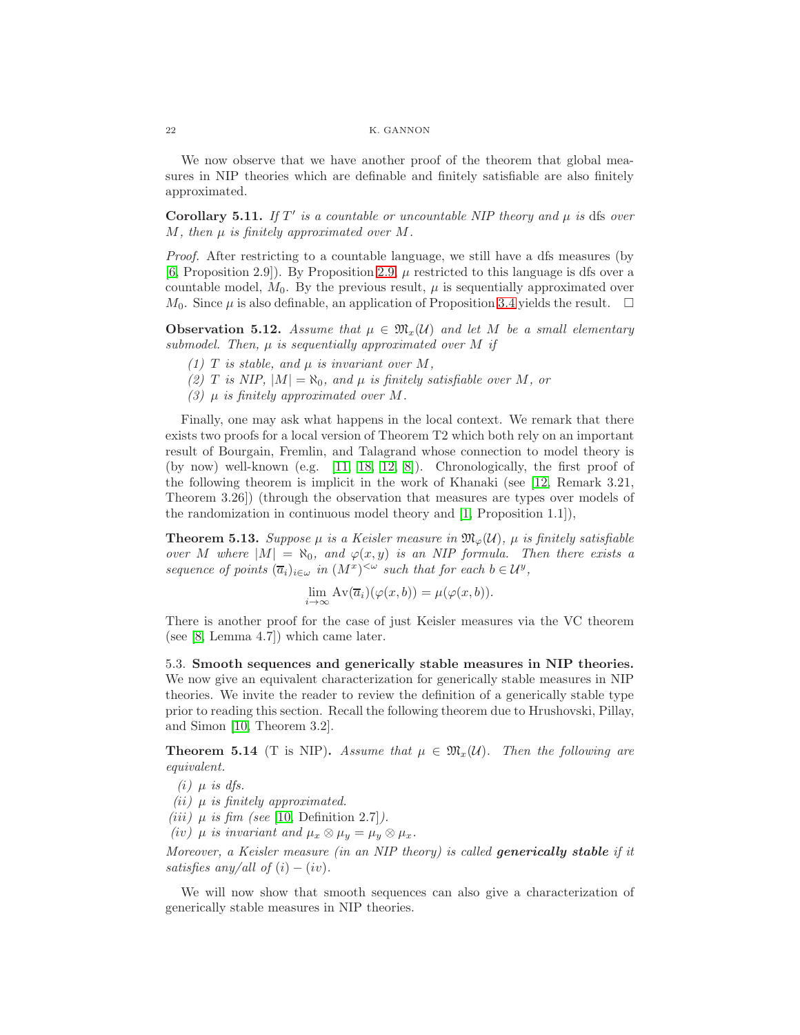We now observe that we have another proof of the theorem that global measures in NIP theories which are definable and finitely satisfiable are also finitely approximated.

**Corollary 5.11.** *If $T'$ is a countable or uncountable NIP theory and $\mu$ is* dfs *over $M$, then $\mu$ is finitely approximated over $M$.*

*Proof.* After restricting to a countable language, we still have a dfs measures (by [6, Proposition 2.9]). By Proposition 2.9, $\mu$ restricted to this language is dfs over a countable model, $M_0$. By the previous result, $\mu$ is sequentially approximated over $M_0$. Since $\mu$ is also definable, an application of Proposition 3.4 yields the result. $\square$

**Observation 5.12.** *Assume that $\mu \in \mathfrak{M}_x(\mathcal{U})$ and let $M$ be a small elementary submodel. Then, $\mu$ is sequentially approximated over $M$ if*

*(1) $T$ is stable, and $\mu$ is invariant over $M$,*
*(2) $T$ is NIP, $|M| = \aleph_0$, and $\mu$ is finitely satisfiable over $M$, or*
*(3) $\mu$ is finitely approximated over $M$.*

Finally, one may ask what happens in the local context. We remark that there exists two proofs for a local version of Theorem T2 which both rely on an important result of Bourgain, Fremlin, and Talagrand whose connection to model theory is (by now) well-known (e.g. [11, 18, 12, 8]). Chronologically, the first proof of the following theorem is implicit in the work of Khanaki (see [12, Remark 3.21, Theorem 3.26]) (through the observation that measures are types over models of the randomization in continuous model theory and [1, Proposition 1.1]),

**Theorem 5.13.** *Suppose $\mu$ is a Keisler measure in $\mathfrak{M}_\varphi(\mathcal{U})$, $\mu$ is finitely satisfiable over $M$ where $|M| = \aleph_0$, and $\varphi(x, y)$ is an NIP formula. Then there exists a sequence of points $(\overline{a}_i)_{i\in\omega}$ in $(M^x)^{<\omega}$ such that for each $b \in \mathcal{U}^y$,*

$$\lim_{i\to\infty} \mathrm{Av}(\overline{a}_i)(\varphi(x, b)) = \mu(\varphi(x, b)).$$

There is another proof for the case of just Keisler measures via the VC theorem (see [8, Lemma 4.7]) which came later.

5.3. **Smooth sequences and generically stable measures in NIP theories.** We now give an equivalent characterization for generically stable measures in NIP theories. We invite the reader to review the definition of a generically stable type prior to reading this section. Recall the following theorem due to Hrushovski, Pillay, and Simon [10, Theorem 3.2].

**Theorem 5.14** (T is NIP)**.** *Assume that $\mu \in \mathfrak{M}_x(\mathcal{U})$. Then the following are equivalent.*

*(i) $\mu$ is dfs.*
*(ii) $\mu$ is finitely approximated.*
*(iii) $\mu$ is fim (see [10, Definition 2.7]).*
*(iv) $\mu$ is invariant and $\mu_x \otimes \mu_y = \mu_y \otimes \mu_x$.*

*Moreover, a Keisler measure (in an NIP theory) is called **generically stable** if it satisfies any/all of $(i) - (iv)$.*

We will now show that smooth sequences can also give a characterization of generically stable measures in NIP theories.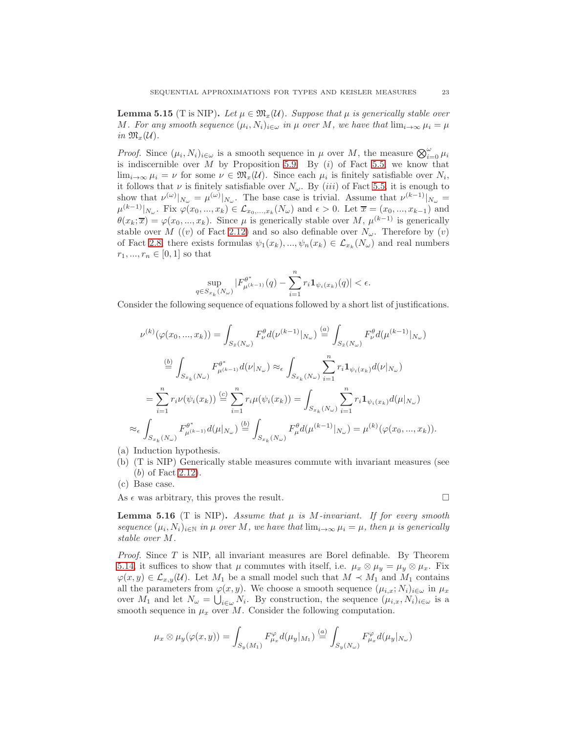**Lemma 5.15** (T is NIP)**.** *Let $\mu \in \mathfrak{M}_x(\mathcal{U})$. Suppose that $\mu$ is generically stable over $M$. For any smooth sequence $(\mu_i, N_i)_{i\in\omega}$ in $\mu$ over $M$, we have that $\lim_{i\to\infty} \mu_i = \mu$ in $\mathfrak{M}_x(\mathcal{U})$.*

*Proof.* Since $(\mu_i, N_i)_{i\in\omega}$ is a smooth sequence in $\mu$ over $M$, the measure $\bigotimes_{i=0}^{\omega} \mu_i$ is indiscernible over $M$ by Proposition 5.9. By $(i)$ of Fact 5.5, we know that $\lim_{i\to\infty} \mu_i = \nu$ for some $\nu \in \mathfrak{M}_x(\mathcal{U})$. Since each $\mu_i$ is finitely satisfiable over $N_i$, it follows that $\nu$ is finitely satisfiable over $N_\omega$. By $(iii)$ of Fact 5.5, it is enough to show that $\nu^{(\omega)}|_{N_\omega} = \mu^{(\omega)}|_{N_\omega}$. The base case is trivial. Assume that $\nu^{(k-1)}|_{N_\omega} = \mu^{(k-1)}|_{N_\omega}$. Fix $\varphi(x_0, ..., x_k) \in \mathcal{L}_{x_0,...,x_k}(N_\omega)$ and $\epsilon > 0$. Let $\overline{x} = (x_0, ..., x_{k-1})$ and $\theta(x_k; \overline{x}) = \varphi(x_0, ..., x_k)$. Since $\mu$ is generically stable over $M$, $\mu^{(k-1)}$ is generically stable over $M$ ($(v)$ of Fact 2.12) and so also definable over $N_\omega$. Therefore by $(v)$ of Fact 2.8, there exists formulas $\psi_1(x_k), ..., \psi_n(x_k) \in \mathcal{L}_{x_k}(N_\omega)$ and real numbers $r_1, ..., r_n \in [0, 1]$ so that

$$\sup_{q\in S_{x_k}(N_\omega)} |F^{\theta^*}_{\mu^{(k-1)}}(q) - \sum_{i=1}^{n} r_i \mathbf{1}_{\psi_i(x_k)}(q)| < \epsilon.$$

Consider the following sequence of equations followed by a short list of justifications.

$$\nu^{(k)}(\varphi(x_0, ..., x_k)) = \int_{S_{\bar{x}}(N_\omega)} F^{\theta}_{\nu} d(\nu^{(k-1)}|_{N_\omega}) \overset{(a)}{=} \int_{S_{\bar{x}}(N_\omega)} F^{\theta}_{\nu} d(\mu^{(k-1)}|_{N_\omega})$$

$$\overset{(b)}{=} \int_{S_{x_k}(N_\omega)} F^{\theta^*}_{\mu^{(k-1)}} d(\nu|_{N_\omega}) \approx_\epsilon \int_{S_{x_k}(N_\omega)} \sum_{i=1}^{n} r_i \mathbf{1}_{\psi_i(x_k)} d(\nu|_{N_\omega})$$

$$= \sum_{i=1}^{n} r_i \nu(\psi_i(x_k)) \overset{(c)}{=} \sum_{i=1}^{n} r_i \mu(\psi_i(x_k)) = \int_{S_{x_k}(N_\omega)} \sum_{i=1}^{n} r_i \mathbf{1}_{\psi_i(x_k)} d(\mu|_{N_\omega})$$

$$\approx_\epsilon \int_{S_{x_k}(N_\omega)} F^{\theta^*}_{\mu^{(k-1)}} d(\mu|_{N_\omega}) \overset{(b)}{=} \int_{S_{x_k}(N_\omega)} F^{\theta}_{\mu} d(\mu^{(k-1)}|_{N_\omega}) = \mu^{(k)}(\varphi(x_0, ..., x_k)).$$

(a) Induction hypothesis.
(b) (T is NIP) Generically stable measures commute with invariant measures (see $(b)$ of Fact 2.12).
(c) Base case.

As $\epsilon$ was arbitrary, this proves the result. □

**Lemma 5.16** (T is NIP)**.** *Assume that $\mu$ is $M$-invariant. If for every smooth sequence $(\mu_i, N_i)_{i\in\mathbb{N}}$ in $\mu$ over $M$, we have that $\lim_{i\to\infty} \mu_i = \mu$, then $\mu$ is generically stable over $M$.*

*Proof.* Since $T$ is NIP, all invariant measures are Borel definable. By Theorem 5.14, it suffices to show that $\mu$ commutes with itself, i.e. $\mu_x \otimes \mu_y = \mu_y \otimes \mu_x$. Fix $\varphi(x, y) \in \mathcal{L}_{x,y}(\mathcal{U})$. Let $M_1$ be a small model such that $M \prec M_1$ and $M_1$ contains all the parameters from $\varphi(x, y)$. We choose a smooth sequence $(\mu_{i,x}; N_i)_{i\in\omega}$ in $\mu_x$ over $M_1$ and let $N_\omega = \bigcup_{i\in\omega} N_i$. By construction, the sequence $(\mu_{i,x}, N_i)_{i\in\omega}$ is a smooth sequence in $\mu_x$ over $M$. Consider the following computation.

$$\mu_x \otimes \mu_y(\varphi(x, y)) = \int_{S_y(M_1)} F^{\varphi}_{\mu_x} d(\mu_y|_{M_1}) \overset{(a)}{=} \int_{S_y(N_\omega)} F^{\varphi}_{\mu_x} d(\mu_y|_{N_\omega})$$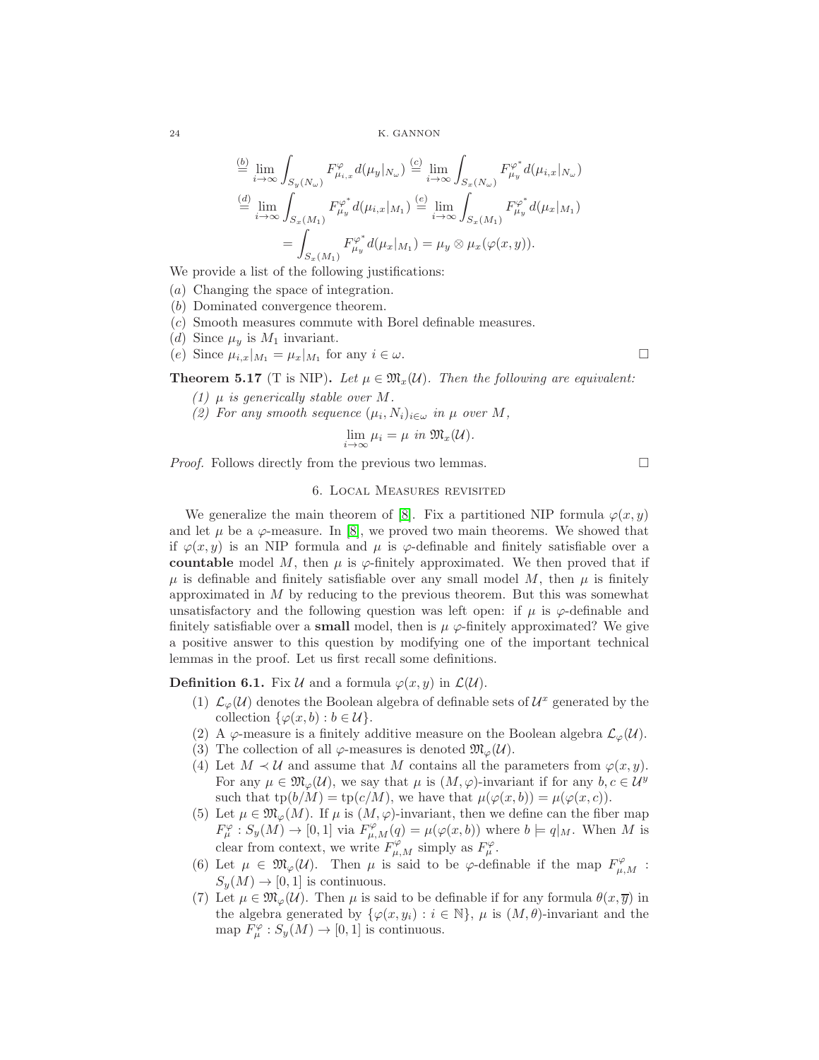$$
\begin{aligned}
&\overset{(b)}{=} \lim_{i\to\infty} \int_{S_y(N_\omega)} F^{\varphi}_{\mu_{i,x}} d(\mu_y|_{N_\omega}) \overset{(c)}{=} \lim_{i\to\infty} \int_{S_x(N_\omega)} F^{\varphi^*}_{\mu_y} d(\mu_{i,x}|_{N_\omega}) \\
&\overset{(d)}{=} \lim_{i\to\infty} \int_{S_x(M_1)} F^{\varphi^*}_{\mu_y} d(\mu_{i,x}|_{M_1}) \overset{(e)}{=} \lim_{i\to\infty} \int_{S_x(M_1)} F^{\varphi^*}_{\mu_y} d(\mu_x|_{M_1}) \\
&= \int_{S_x(M_1)} F^{\varphi^*}_{\mu_y} d(\mu_x|_{M_1}) = \mu_y \otimes \mu_x(\varphi(x,y)).
\end{aligned}
$$

We provide a list of the following justifications:

($a$) Changing the space of integration.
($b$) Dominated convergence theorem.
($c$) Smooth measures commute with Borel definable measures.
($d$) Since $\mu_y$ is $M_1$ invariant.
($e$) Since $\mu_{i,x}|_{M_1} = \mu_x|_{M_1}$ for any $i \in \omega$. □

**Theorem 5.17** (T is NIP)**.** *Let $\mu \in \mathfrak{M}_x(\mathcal{U})$. Then the following are equivalent:*

*(1) $\mu$ is generically stable over $M$.*
*(2) For any smooth sequence $(\mu_i, N_i)_{i\in\omega}$ in $\mu$ over $M$,*

$$\lim_{i\to\infty} \mu_i = \mu \text{ in } \mathfrak{M}_x(\mathcal{U}).$$

*Proof.* Follows directly from the previous two lemmas. □

## 6. Local Measures revisited

We generalize the main theorem of [8]. Fix a partitioned NIP formula $\varphi(x,y)$ and let $\mu$ be a $\varphi$-measure. In [8], we proved two main theorems. We showed that if $\varphi(x,y)$ is an NIP formula and $\mu$ is $\varphi$-definable and finitely satisfiable over a **countable** model $M$, then $\mu$ is $\varphi$-finitely approximated. We then proved that if $\mu$ is definable and finitely satisfiable over any small model $M$, then $\mu$ is finitely approximated in $M$ by reducing to the previous theorem. But this was somewhat unsatisfactory and the following question was left open: if $\mu$ is $\varphi$-definable and finitely satisfiable over a **small** model, then is $\mu$ $\varphi$-finitely approximated? We give a positive answer to this question by modifying one of the important technical lemmas in the proof. Let us first recall some definitions.

**Definition 6.1.** Fix $\mathcal{U}$ and a formula $\varphi(x,y)$ in $\mathcal{L}(\mathcal{U})$.

(1) $\mathcal{L}_\varphi(\mathcal{U})$ denotes the Boolean algebra of definable sets of $\mathcal{U}^x$ generated by the collection $\{\varphi(x,b) : b \in \mathcal{U}\}$.
(2) A $\varphi$-measure is a finitely additive measure on the Boolean algebra $\mathcal{L}_\varphi(\mathcal{U})$.
(3) The collection of all $\varphi$-measures is denoted $\mathfrak{M}_\varphi(\mathcal{U})$.
(4) Let $M \prec \mathcal{U}$ and assume that $M$ contains all the parameters from $\varphi(x,y)$. For any $\mu \in \mathfrak{M}_\varphi(\mathcal{U})$, we say that $\mu$ is $(M,\varphi)$-invariant if for any $b, c \in \mathcal{U}^y$ such that $\text{tp}(b/M) = \text{tp}(c/M)$, we have that $\mu(\varphi(x,b)) = \mu(\varphi(x,c))$.
(5) Let $\mu \in \mathfrak{M}_\varphi(M)$. If $\mu$ is $(M,\varphi)$-invariant, then we define can the fiber map $F^{\varphi}_{\mu} : S_y(M) \to [0,1]$ via $F^{\varphi}_{\mu,M}(q) = \mu(\varphi(x,b))$ where $b \models q|_M$. When $M$ is clear from context, we write $F^{\varphi}_{\mu,M}$ simply as $F^{\varphi}_{\mu}$.
(6) Let $\mu \in \mathfrak{M}_\varphi(\mathcal{U})$. Then $\mu$ is said to be $\varphi$-definable if the map $F^{\varphi}_{\mu,M} : S_y(M) \to [0,1]$ is continuous.
(7) Let $\mu \in \mathfrak{M}_\varphi(\mathcal{U})$. Then $\mu$ is said to be definable if for any formula $\theta(x,\overline{y})$ in the algebra generated by $\{\varphi(x,y_i) : i \in \mathbb{N}\}$, $\mu$ is $(M,\theta)$-invariant and the map $F^{\varphi}_{\mu} : S_y(M) \to [0,1]$ is continuous.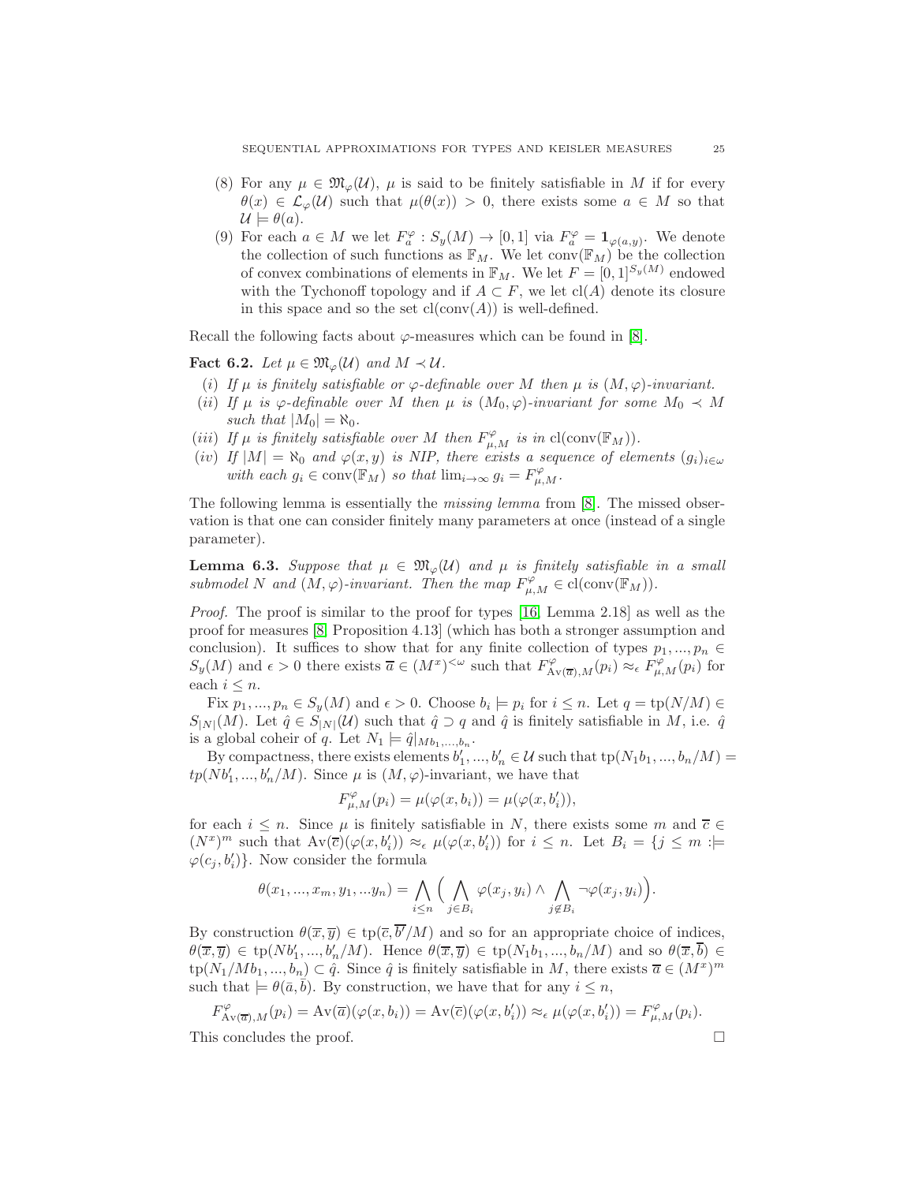(8) For any $\mu \in \mathfrak{M}_\varphi(\mathcal{U})$, $\mu$ is said to be finitely satisfiable in $M$ if for every $\theta(x) \in \mathcal{L}_\varphi(\mathcal{U})$ such that $\mu(\theta(x)) > 0$, there exists some $a \in M$ so that $\mathcal{U} \models \theta(a)$.

(9) For each $a \in M$ we let $F_a^\varphi : S_y(M) \to [0,1]$ via $F_a^\varphi = \mathbf{1}_{\varphi(a,y)}$. We denote the collection of such functions as $\mathbb{F}_M$. We let $\operatorname{conv}(\mathbb{F}_M)$ be the collection of convex combinations of elements in $\mathbb{F}_M$. We let $F = [0,1]^{S_y(M)}$ endowed with the Tychonoff topology and if $A \subset F$, we let $\operatorname{cl}(A)$ denote its closure in this space and so the set $\operatorname{cl}(\operatorname{conv}(A))$ is well-defined.

Recall the following facts about $\varphi$-measures which can be found in [8].

**Fact 6.2.** *Let $\mu \in \mathfrak{M}_\varphi(\mathcal{U})$ and $M \prec \mathcal{U}$.*

*(i) If $\mu$ is finitely satisfiable or $\varphi$-definable over $M$ then $\mu$ is $(M,\varphi)$-invariant.*

*(ii) If $\mu$ is $\varphi$-definable over $M$ then $\mu$ is $(M_0,\varphi)$-invariant for some $M_0 \prec M$ such that $|M_0| = \aleph_0$.*

*(iii) If $\mu$ is finitely satisfiable over $M$ then $F_{\mu,M}^\varphi$ is in $\operatorname{cl}(\operatorname{conv}(\mathbb{F}_M))$.*

*(iv) If $|M| = \aleph_0$ and $\varphi(x,y)$ is NIP, there exists a sequence of elements $(g_i)_{i\in\omega}$ with each $g_i \in \operatorname{conv}(\mathbb{F}_M)$ so that $\lim_{i\to\infty} g_i = F_{\mu,M}^\varphi$.*

The following lemma is essentially the *missing lemma* from [8]. The missed observation is that one can consider finitely many parameters at once (instead of a single parameter).

**Lemma 6.3.** *Suppose that $\mu \in \mathfrak{M}_\varphi(\mathcal{U})$ and $\mu$ is finitely satisfiable in a small submodel $N$ and $(M,\varphi)$-invariant. Then the map $F_{\mu,M}^\varphi \in \operatorname{cl}(\operatorname{conv}(\mathbb{F}_M))$.*

*Proof.* The proof is similar to the proof for types [16, Lemma 2.18] as well as the proof for measures [8, Proposition 4.13] (which has both a stronger assumption and conclusion). It suffices to show that for any finite collection of types $p_1, ..., p_n \in S_y(M)$ and $\epsilon > 0$ there exists $\overline{a} \in (M^x)^{<\omega}$ such that $F_{\operatorname{Av}(\overline{a}),M}^\varphi(p_i) \approx_\epsilon F_{\mu,M}^\varphi(p_i)$ for each $i \leq n$.

Fix $p_1, ..., p_n \in S_y(M)$ and $\epsilon > 0$. Choose $b_i \models p_i$ for $i \leq n$. Let $q = \operatorname{tp}(N/M) \in S_{|N|}(M)$. Let $\hat{q} \in S_{|N|}(\mathcal{U})$ such that $\hat{q} \supset q$ and $\hat{q}$ is finitely satisfiable in $M$, i.e. $\hat{q}$ is a global coheir of $q$. Let $N_1 \models \hat{q}|_{Mb_1,...,b_n}$.

By compactness, there exists elements $b_1', ..., b_n' \in \mathcal{U}$ such that $\operatorname{tp}(N_1 b_1, ..., b_n/M) = tp(Nb_1', ..., b_n'/M)$. Since $\mu$ is $(M,\varphi)$-invariant, we have that

$$F_{\mu,M}^\varphi(p_i) = \mu(\varphi(x,b_i)) = \mu(\varphi(x,b_i')),$$

for each $i \leq n$. Since $\mu$ is finitely satisfiable in $N$, there exists some $m$ and $\overline{c} \in (N^x)^m$ such that $\operatorname{Av}(\overline{c})(\varphi(x,b_i')) \approx_\epsilon \mu(\varphi(x,b_i'))$ for $i \leq n$. Let $B_i = \{j \leq m : \models \varphi(c_j, b_i')\}$. Now consider the formula

$$\theta(x_1, ..., x_m, y_1, ... y_n) = \bigwedge_{i\leq n} \Big( \bigwedge_{j \in B_i} \varphi(x_j, y_i) \wedge \bigwedge_{j \notin B_i} \neg\varphi(x_j, y_i) \Big).$$

By construction $\theta(\overline{x},\overline{y}) \in \operatorname{tp}(\overline{c},\overline{b'}/M)$ and so for an appropriate choice of indices, $\theta(\overline{x},\overline{y}) \in \operatorname{tp}(Nb_1', ..., b_n'/M)$. Hence $\theta(\overline{x},\overline{y}) \in \operatorname{tp}(N_1 b_1, ..., b_n/M)$ and so $\theta(\overline{x},\overline{b}) \in \operatorname{tp}(N_1/Mb_1, ..., b_n) \subset \hat{q}$. Since $\hat{q}$ is finitely satisfiable in $M$, there exists $\overline{a} \in (M^x)^m$ such that $\models \theta(\bar{a},\bar{b})$. By construction, we have that for any $i \leq n$,

$$F_{\operatorname{Av}(\overline{a}),M}^\varphi(p_i) = \operatorname{Av}(\overline{a})(\varphi(x,b_i)) = \operatorname{Av}(\overline{c})(\varphi(x,b_i')) \approx_\epsilon \mu(\varphi(x,b_i')) = F_{\mu,M}^\varphi(p_i).$$

This concludes the proof. $\square$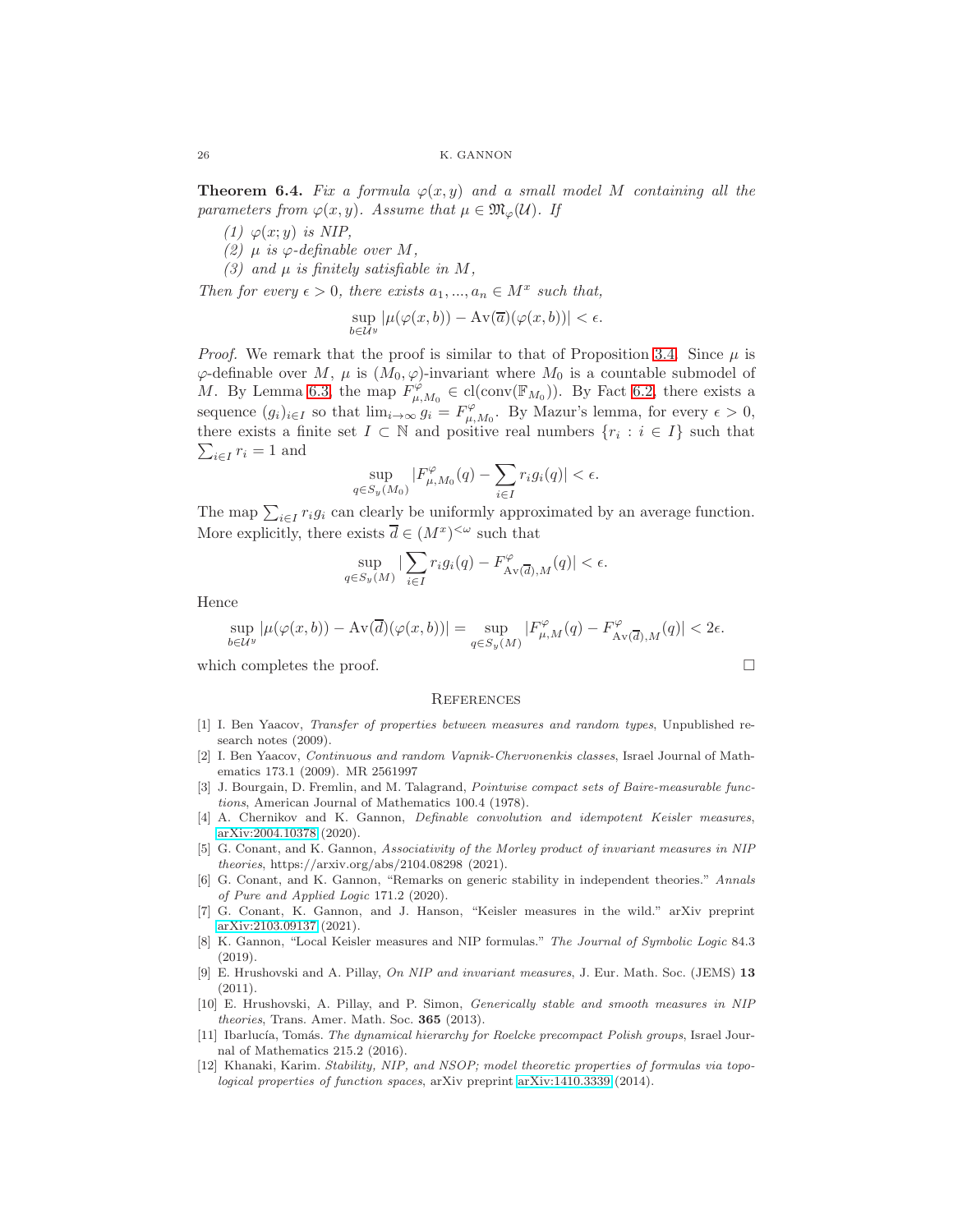**Theorem 6.4.** *Fix a formula $\varphi(x,y)$ and a small model $M$ containing all the parameters from $\varphi(x,y)$. Assume that $\mu \in \mathfrak{M}_{\varphi}(\mathcal{U})$. If*

*(1) $\varphi(x;y)$ is NIP,*

*(2) $\mu$ is $\varphi$-definable over $M$,*

*(3) and $\mu$ is finitely satisfiable in $M$,*

*Then for every $\epsilon > 0$, there exists $a_1, ..., a_n \in M^x$ such that,*

$$\sup_{b \in \mathcal{U}^y} |\mu(\varphi(x,b)) - \mathrm{Av}(\overline{a})(\varphi(x,b))| < \epsilon.$$

*Proof.* We remark that the proof is similar to that of Proposition 3.4. Since $\mu$ is $\varphi$-definable over $M$, $\mu$ is $(M_0, \varphi)$-invariant where $M_0$ is a countable submodel of $M$. By Lemma 6.3, the map $F^{\varphi}_{\mu,M_0} \in \mathrm{cl}(\mathrm{conv}(\mathbb{F}_{M_0}))$. By Fact 6.2, there exists a sequence $(g_i)_{i \in I}$ so that $\lim_{i \to \infty} g_i = F^{\varphi}_{\mu,M_0}$. By Mazur's lemma, for every $\epsilon > 0$, there exists a finite set $I \subset \mathbb{N}$ and positive real numbers $\{r_i : i \in I\}$ such that $\sum_{i \in I} r_i = 1$ and

$$\sup_{q \in S_y(M_0)} |F^{\varphi}_{\mu,M_0}(q) - \sum_{i \in I} r_i g_i(q)| < \epsilon.$$

The map $\sum_{i \in I} r_i g_i$ can clearly be uniformly approximated by an average function. More explicitly, there exists $\overline{d} \in (M^x)^{<\omega}$ such that

$$\sup_{q \in S_y(M)} |\sum_{i \in I} r_i g_i(q) - F^{\varphi}_{\mathrm{Av}(\overline{d}),M}(q)| < \epsilon.$$

Hence

$$\sup_{b \in \mathcal{U}^y} |\mu(\varphi(x,b)) - \mathrm{Av}(\overline{d})(\varphi(x,b))| = \sup_{q \in S_y(M)} |F^{\varphi}_{\mu,M}(q) - F^{\varphi}_{\mathrm{Av}(\overline{d}),M}(q)| < 2\epsilon.$$

which completes the proof. □

## References

[1] I. Ben Yaacov, *Transfer of properties between measures and random types*, Unpublished research notes (2009).

[2] I. Ben Yaacov, *Continuous and random Vapnik-Chervonenkis classes*, Israel Journal of Mathematics 173.1 (2009). MR 2561997

[3] J. Bourgain, D. Fremlin, and M. Talagrand, *Pointwise compact sets of Baire-measurable functions*, American Journal of Mathematics 100.4 (1978).

[4] A. Chernikov and K. Gannon, *Definable convolution and idempotent Keisler measures*, arXiv:2004.10378 (2020).

[5] G. Conant, and K. Gannon, *Associativity of the Morley product of invariant measures in NIP theories*, https://arxiv.org/abs/2104.08298 (2021).

[6] G. Conant, and K. Gannon, "Remarks on generic stability in independent theories." *Annals of Pure and Applied Logic* 171.2 (2020).

[7] G. Conant, K. Gannon, and J. Hanson, "Keisler measures in the wild." arXiv preprint arXiv:2103.09137 (2021).

[8] K. Gannon, "Local Keisler measures and NIP formulas." *The Journal of Symbolic Logic* 84.3 (2019).

[9] E. Hrushovski and A. Pillay, *On NIP and invariant measures*, J. Eur. Math. Soc. (JEMS) **13** (2011).

[10] E. Hrushovski, A. Pillay, and P. Simon, *Generically stable and smooth measures in NIP theories*, Trans. Amer. Math. Soc. **365** (2013).

[11] Ibarlucía, Tomás. *The dynamical hierarchy for Roelcke precompact Polish groups*, Israel Journal of Mathematics 215.2 (2016).

[12] Khanaki, Karim. *Stability, NIP, and NSOP; model theoretic properties of formulas via topological properties of function spaces*, arXiv preprint arXiv:1410.3339 (2014).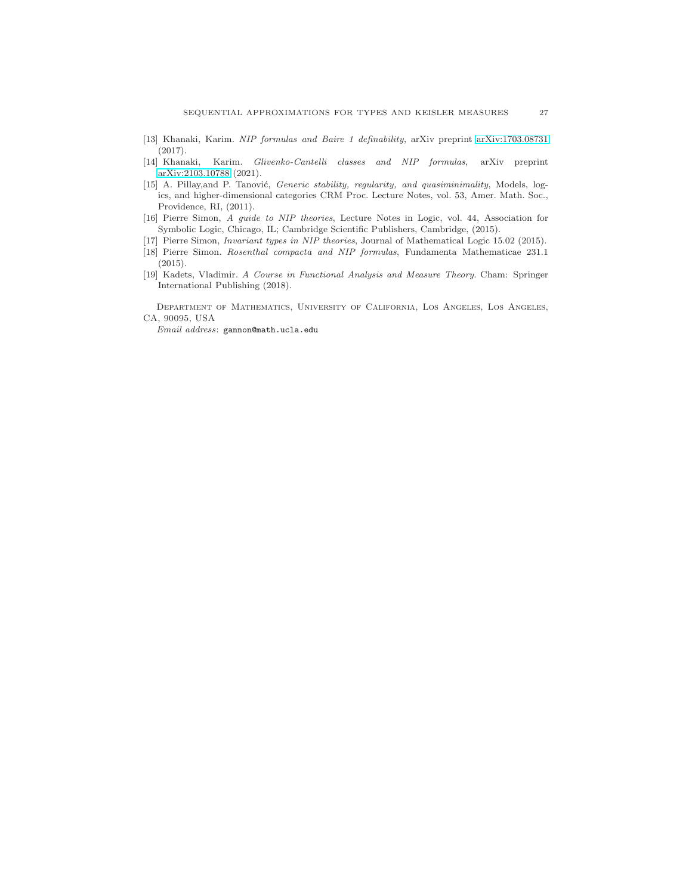[13] Khanaki, Karim. *NIP formulas and Baire 1 definability*, arXiv preprint arXiv:1703.08731 (2017).

[14] Khanaki, Karim. *Glivenko-Cantelli classes and NIP formulas*, arXiv preprint arXiv:2103.10788 (2021).

[15] A. Pillay,and P. Tanović, *Generic stability, regularity, and quasiminimality*, Models, logics, and higher-dimensional categories CRM Proc. Lecture Notes, vol. 53, Amer. Math. Soc., Providence, RI, (2011).

[16] Pierre Simon, *A guide to NIP theories*, Lecture Notes in Logic, vol. 44, Association for Symbolic Logic, Chicago, IL; Cambridge Scientific Publishers, Cambridge, (2015).

[17] Pierre Simon, *Invariant types in NIP theories*, Journal of Mathematical Logic 15.02 (2015).

[18] Pierre Simon. *Rosenthal compacta and NIP formulas*, Fundamenta Mathematicae 231.1 (2015).

[19] Kadets, Vladimir. *A Course in Functional Analysis and Measure Theory*. Cham: Springer International Publishing (2018).

Department of Mathematics, University of California, Los Angeles, Los Angeles, CA, 90095, USA

*Email address*: gannon@math.ucla.edu